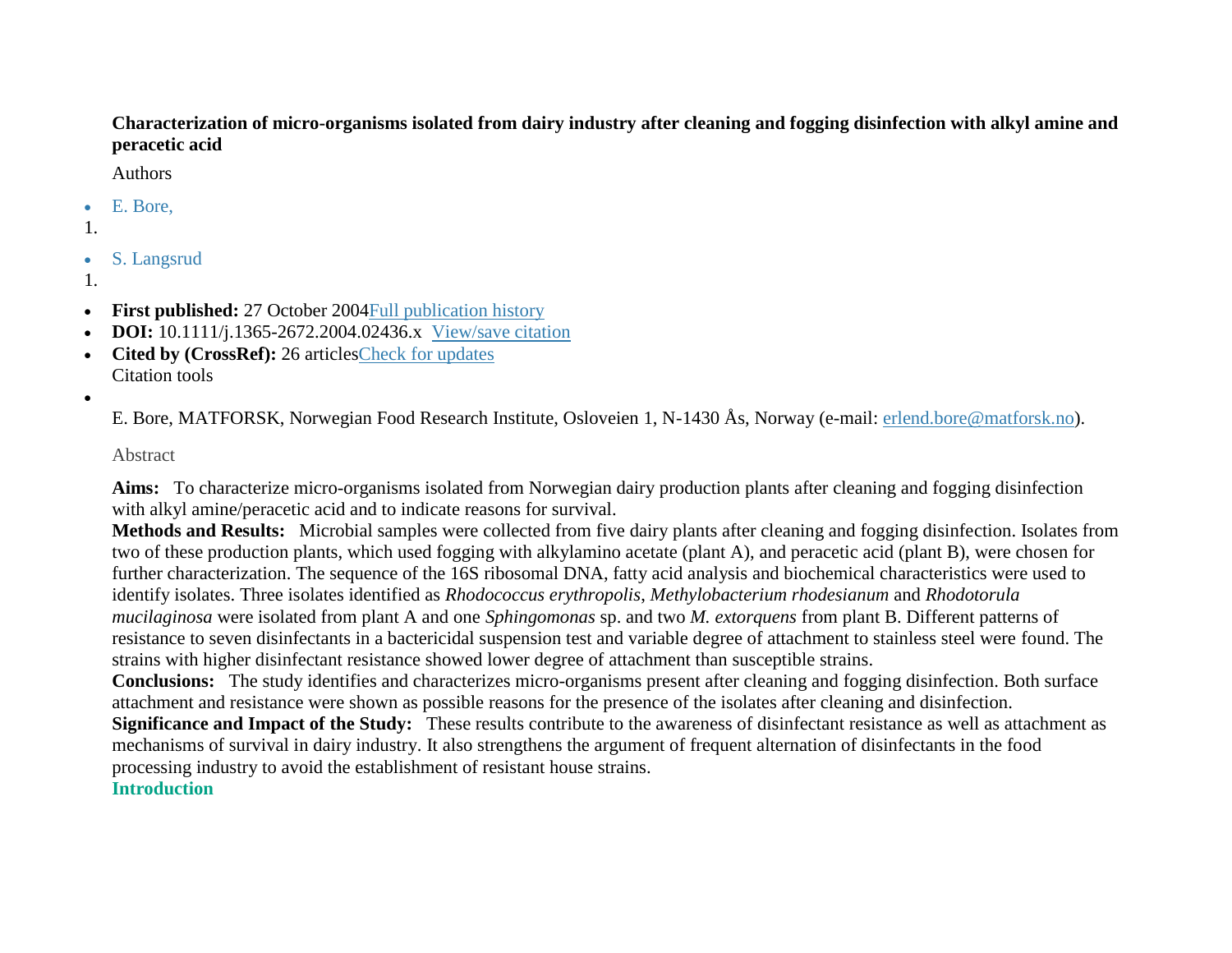**Characterization of micro-organisms isolated from dairy industry after cleaning and fogging disinfection with alkyl amine and peracetic acid**

Authors

- E. Bore,

1.

- S. Langsrud

1.

- **First published:** 27 October 2004 Full publication history
- **DOI:** 10.1111/j.1365-2672.2004.02436.x View/save citation
- **Cited by (CrossRef):** 26 articles Check for updates
  Citation tools
-

E. Bore, MATFORSK, Norwegian Food Research Institute, Osloveien 1, N-1430 Ås, Norway (e-mail: erlend.bore@matforsk.no).

Abstract

**Aims:** To characterize micro-organisms isolated from Norwegian dairy production plants after cleaning and fogging disinfection with alkyl amine/peracetic acid and to indicate reasons for survival.

**Methods and Results:** Microbial samples were collected from five dairy plants after cleaning and fogging disinfection. Isolates from two of these production plants, which used fogging with alkylamino acetate (plant A), and peracetic acid (plant B), were chosen for further characterization. The sequence of the 16S ribosomal DNA, fatty acid analysis and biochemical characteristics were used to identify isolates. Three isolates identified as *Rhodococcus erythropolis*, *Methylobacterium rhodesianum* and *Rhodotorula mucilaginosa* were isolated from plant A and one *Sphingomonas* sp. and two *M. extorquens* from plant B. Different patterns of resistance to seven disinfectants in a bactericidal suspension test and variable degree of attachment to stainless steel were found. The strains with higher disinfectant resistance showed lower degree of attachment than susceptible strains.

**Conclusions:** The study identifies and characterizes micro-organisms present after cleaning and fogging disinfection. Both surface attachment and resistance were shown as possible reasons for the presence of the isolates after cleaning and disinfection.

**Significance and Impact of the Study:** These results contribute to the awareness of disinfectant resistance as well as attachment as mechanisms of survival in dairy industry. It also strengthens the argument of frequent alternation of disinfectants in the food processing industry to avoid the establishment of resistant house strains.

## Introduction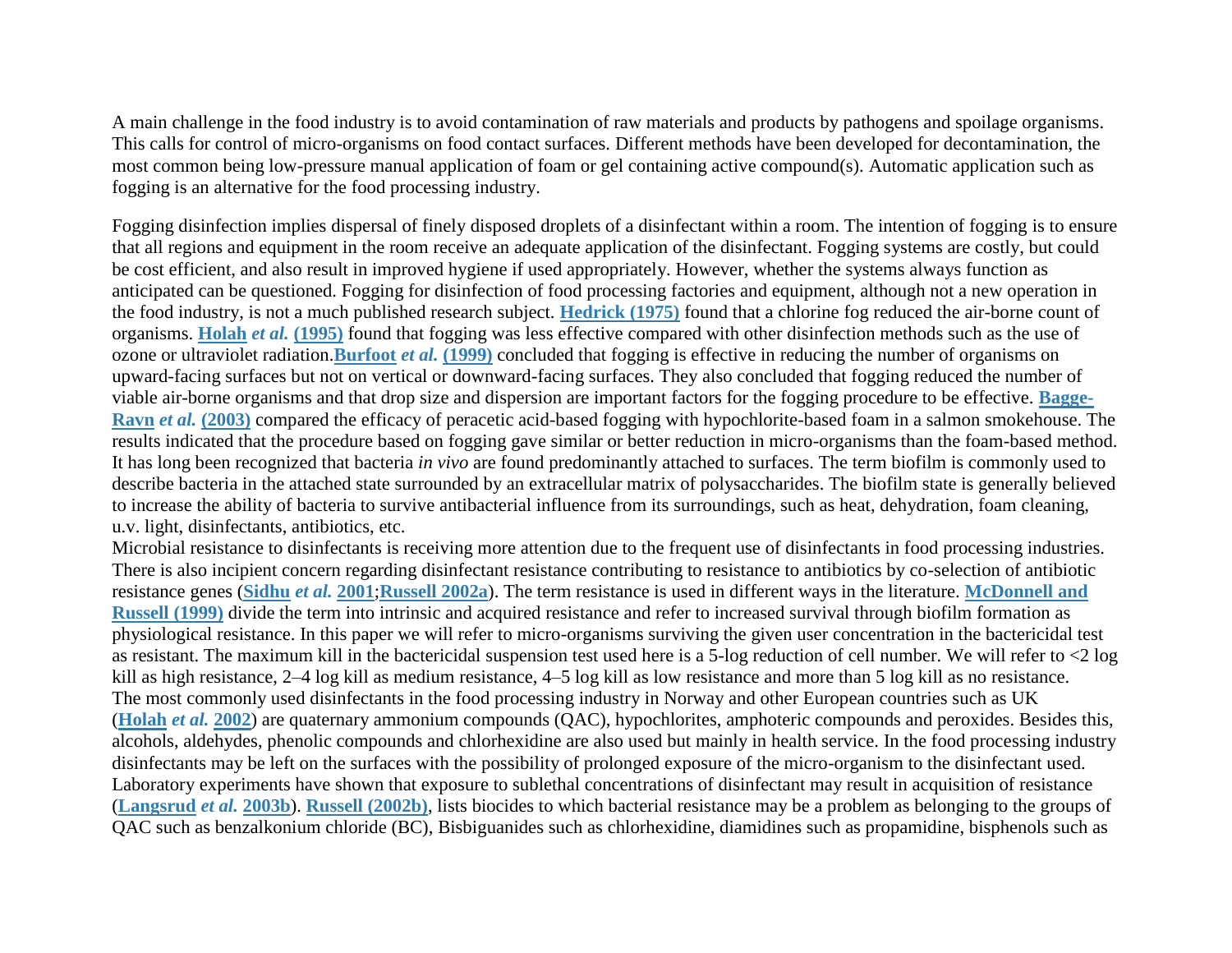A main challenge in the food industry is to avoid contamination of raw materials and products by pathogens and spoilage organisms. This calls for control of micro-organisms on food contact surfaces. Different methods have been developed for decontamination, the most common being low-pressure manual application of foam or gel containing active compound(s). Automatic application such as fogging is an alternative for the food processing industry.

Fogging disinfection implies dispersal of finely disposed droplets of a disinfectant within a room. The intention of fogging is to ensure that all regions and equipment in the room receive an adequate application of the disinfectant. Fogging systems are costly, but could be cost efficient, and also result in improved hygiene if used appropriately. However, whether the systems always function as anticipated can be questioned. Fogging for disinfection of food processing factories and equipment, although not a new operation in the food industry, is not a much published research subject. **Hedrick (1975)** found that a chlorine fog reduced the air-borne count of organisms. **Holah** ***et al.*** **(1995)** found that fogging was less effective compared with other disinfection methods such as the use of ozone or ultraviolet radiation.**Burfoot** ***et al.*** **(1999)** concluded that fogging is effective in reducing the number of organisms on upward-facing surfaces but not on vertical or downward-facing surfaces. They also concluded that fogging reduced the number of viable air-borne organisms and that drop size and dispersion are important factors for the fogging procedure to be effective. **Bagge-Ravn** ***et al.*** **(2003)** compared the efficacy of peracetic acid-based fogging with hypochlorite-based foam in a salmon smokehouse. The results indicated that the procedure based on fogging gave similar or better reduction in micro-organisms than the foam-based method. It has long been recognized that bacteria *in vivo* are found predominantly attached to surfaces. The term biofilm is commonly used to describe bacteria in the attached state surrounded by an extracellular matrix of polysaccharides. The biofilm state is generally believed to increase the ability of bacteria to survive antibacterial influence from its surroundings, such as heat, dehydration, foam cleaning, u.v. light, disinfectants, antibiotics, etc.

Microbial resistance to disinfectants is receiving more attention due to the frequent use of disinfectants in food processing industries. There is also incipient concern regarding disinfectant resistance contributing to resistance to antibiotics by co-selection of antibiotic resistance genes (**Sidhu** ***et al.*** **2001**;**Russell 2002a**). The term resistance is used in different ways in the literature. **McDonnell and Russell (1999)** divide the term into intrinsic and acquired resistance and refer to increased survival through biofilm formation as physiological resistance. In this paper we will refer to micro-organisms surviving the given user concentration in the bactericidal test as resistant. The maximum kill in the bactericidal suspension test used here is a 5-log reduction of cell number. We will refer to <2 log kill as high resistance, 2–4 log kill as medium resistance, 4–5 log kill as low resistance and more than 5 log kill as no resistance.

The most commonly used disinfectants in the food processing industry in Norway and other European countries such as UK (**Holah** ***et al.*** **2002**) are quaternary ammonium compounds (QAC), hypochlorites, amphoteric compounds and peroxides. Besides this, alcohols, aldehydes, phenolic compounds and chlorhexidine are also used but mainly in health service. In the food processing industry disinfectants may be left on the surfaces with the possibility of prolonged exposure of the micro-organism to the disinfectant used. Laboratory experiments have shown that exposure to sublethal concentrations of disinfectant may result in acquisition of resistance (**Langsrud** ***et al.*** **2003b**). **Russell (2002b)**, lists biocides to which bacterial resistance may be a problem as belonging to the groups of QAC such as benzalkonium chloride (BC), Bisbiguanides such as chlorhexidine, diamidines such as propamidine, bisphenols such as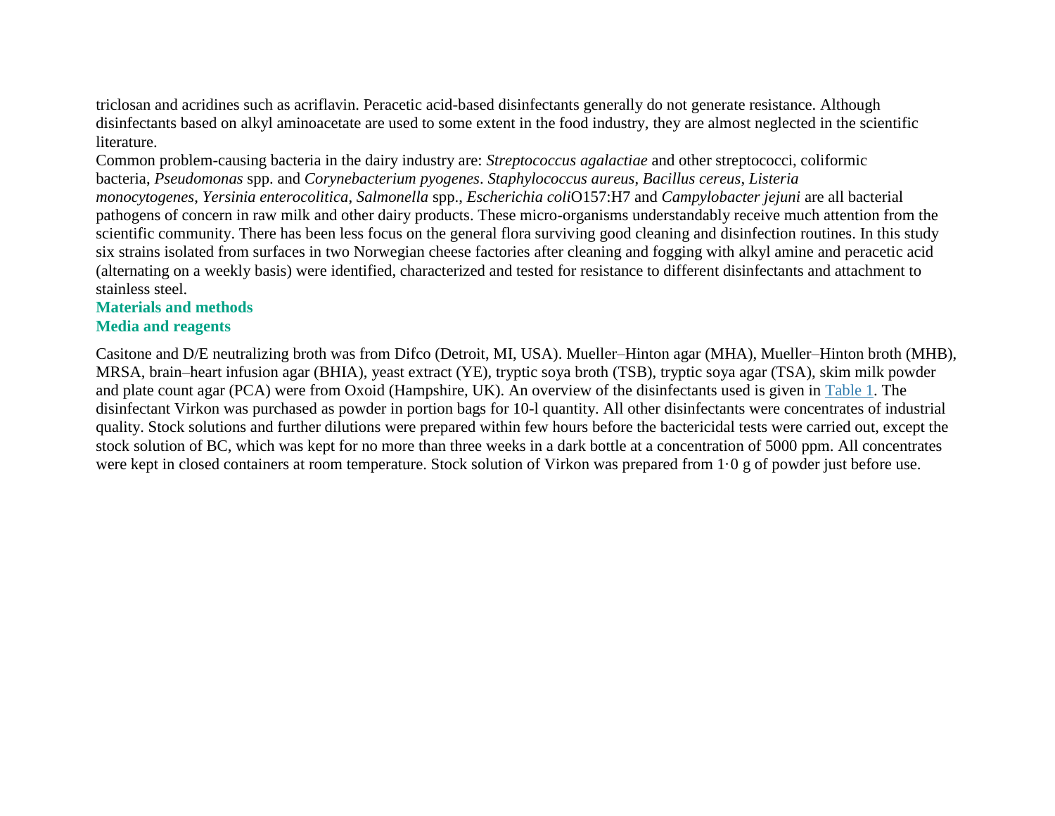triclosan and acridines such as acriflavin. Peracetic acid-based disinfectants generally do not generate resistance. Although disinfectants based on alkyl aminoacetate are used to some extent in the food industry, they are almost neglected in the scientific literature.

Common problem-causing bacteria in the dairy industry are: *Streptococcus agalactiae* and other streptococci, coliformic bacteria, *Pseudomonas* spp. and *Corynebacterium pyogenes*. *Staphylococcus aureus*, *Bacillus cereus*, *Listeria monocytogenes*, *Yersinia enterocolitica*, *Salmonella* spp., *Escherichia coli*O157:H7 and *Campylobacter jejuni* are all bacterial pathogens of concern in raw milk and other dairy products. These micro-organisms understandably receive much attention from the scientific community. There has been less focus on the general flora surviving good cleaning and disinfection routines. In this study six strains isolated from surfaces in two Norwegian cheese factories after cleaning and fogging with alkyl amine and peracetic acid (alternating on a weekly basis) were identified, characterized and tested for resistance to different disinfectants and attachment to stainless steel.

## Materials and methods

### Media and reagents

Casitone and D/E neutralizing broth was from Difco (Detroit, MI, USA). Mueller–Hinton agar (MHA), Mueller–Hinton broth (MHB), MRSA, brain–heart infusion agar (BHIA), yeast extract (YE), tryptic soya broth (TSB), tryptic soya agar (TSA), skim milk powder and plate count agar (PCA) were from Oxoid (Hampshire, UK). An overview of the disinfectants used is given in Table 1. The disinfectant Virkon was purchased as powder in portion bags for 10-l quantity. All other disinfectants were concentrates of industrial quality. Stock solutions and further dilutions were prepared within few hours before the bactericidal tests were carried out, except the stock solution of BC, which was kept for no more than three weeks in a dark bottle at a concentration of 5000 ppm. All concentrates were kept in closed containers at room temperature. Stock solution of Virkon was prepared from 1·0 g of powder just before use.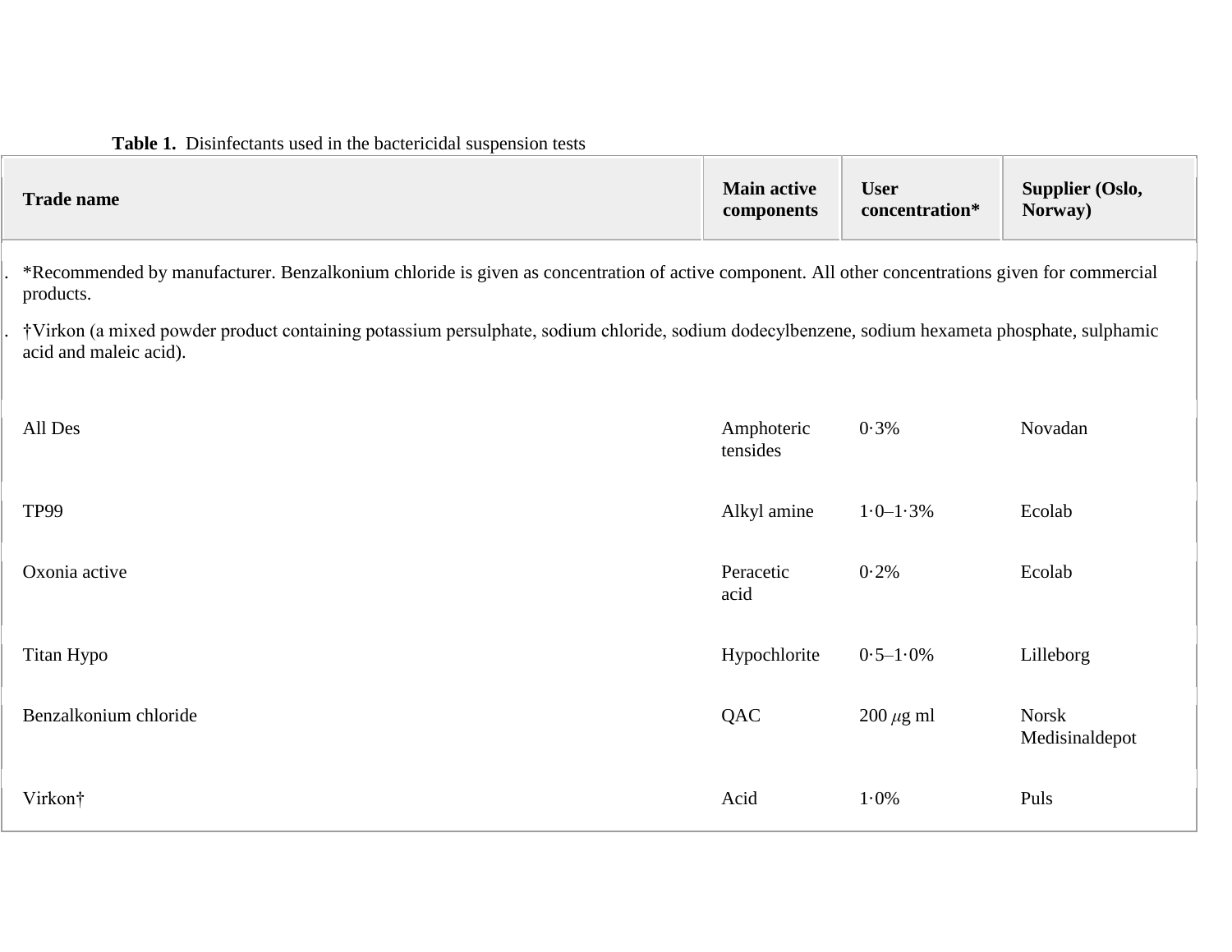**Table 1.** Disinfectants used in the bactericidal suspension tests

| Trade name | Main active components | User concentration* | Supplier (Oslo, Norway) |
| --- | --- | --- | --- |
| All Des | Amphoteric tensides | 0·3% | Novadan |
| TP99 | Alkyl amine | 1·0–1·3% | Ecolab |
| Oxonia active | Peracetic acid | 0·2% | Ecolab |
| Titan Hypo | Hypochlorite | 0·5–1·0% | Lilleborg |
| Benzalkonium chloride | QAC | 200 $\mu$g ml | Norsk Medisinaldepot |
| Virkon† | Acid | 1·0% | Puls |

*Recommended by manufacturer. Benzalkonium chloride is given as concentration of active component. All other concentrations given for commercial products.

†Virkon (a mixed powder product containing potassium persulphate, sodium chloride, sodium dodecylbenzene, sodium hexameta phosphate, sulphamic acid and maleic acid).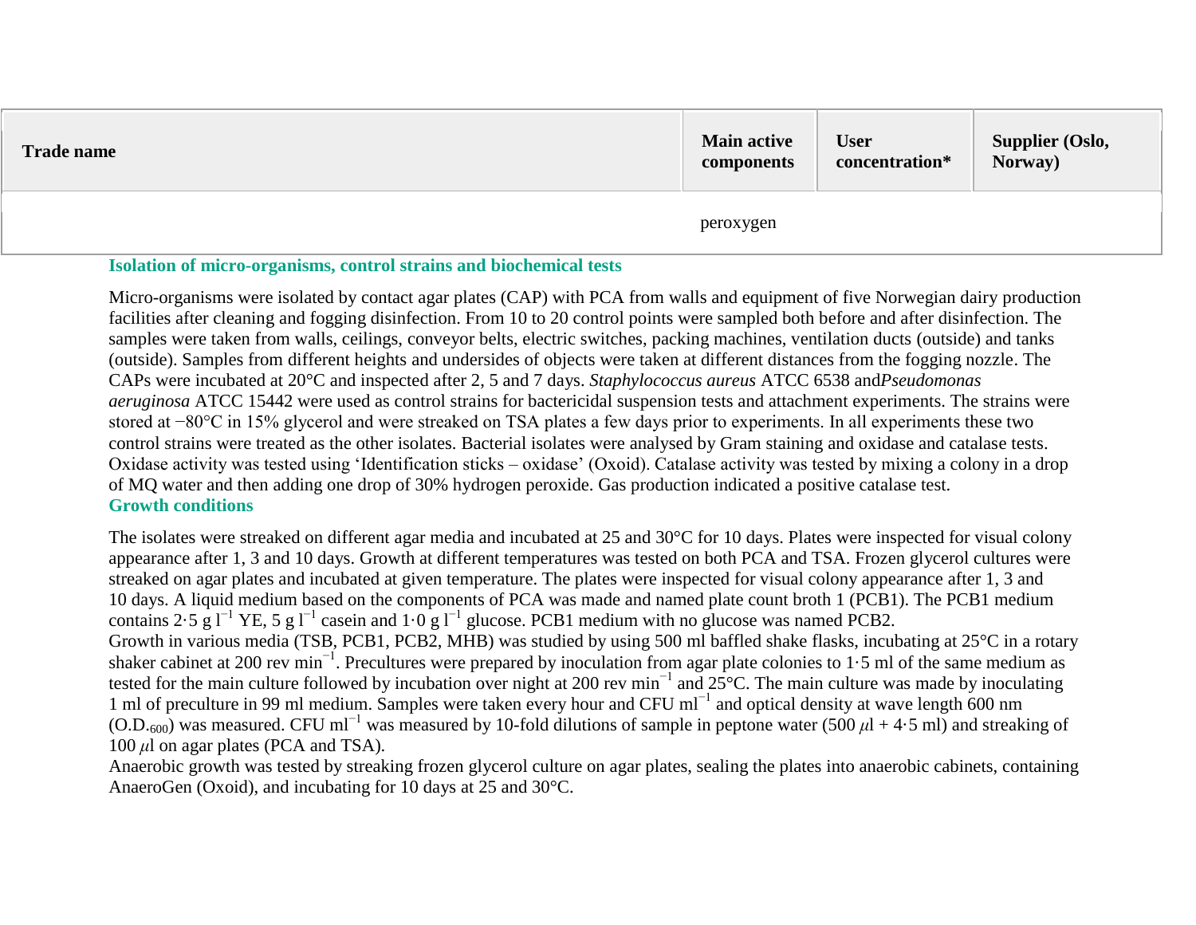| Trade name | Main active components | User concentration* | Supplier (Oslo, Norway) |
|---|---|---|---|
| | peroxygen | | |

## Isolation of micro-organisms, control strains and biochemical tests

Micro-organisms were isolated by contact agar plates (CAP) with PCA from walls and equipment of five Norwegian dairy production facilities after cleaning and fogging disinfection. From 10 to 20 control points were sampled both before and after disinfection. The samples were taken from walls, ceilings, conveyor belts, electric switches, packing machines, ventilation ducts (outside) and tanks (outside). Samples from different heights and undersides of objects were taken at different distances from the fogging nozzle. The CAPs were incubated at 20°C and inspected after 2, 5 and 7 days. *Staphylococcus aureus* ATCC 6538 and *Pseudomonas aeruginosa* ATCC 15442 were used as control strains for bactericidal suspension tests and attachment experiments. The strains were stored at −80°C in 15% glycerol and were streaked on TSA plates a few days prior to experiments. In all experiments these two control strains were treated as the other isolates. Bacterial isolates were analysed by Gram staining and oxidase and catalase tests. Oxidase activity was tested using 'Identification sticks – oxidase' (Oxoid). Catalase activity was tested by mixing a colony in a drop of MQ water and then adding one drop of 30% hydrogen peroxide. Gas production indicated a positive catalase test.

## Growth conditions

The isolates were streaked on different agar media and incubated at 25 and 30°C for 10 days. Plates were inspected for visual colony appearance after 1, 3 and 10 days. Growth at different temperatures was tested on both PCA and TSA. Frozen glycerol cultures were streaked on agar plates and incubated at given temperature. The plates were inspected for visual colony appearance after 1, 3 and 10 days. A liquid medium based on the components of PCA was made and named plate count broth 1 (PCB1). The PCB1 medium contains 2·5 g $l^{-1}$ YE, 5 g $l^{-1}$ casein and 1·0 g $l^{-1}$ glucose. PCB1 medium with no glucose was named PCB2.

Growth in various media (TSB, PCB1, PCB2, MHB) was studied by using 500 ml baffled shake flasks, incubating at 25°C in a rotary shaker cabinet at 200 rev $min^{-1}$. Precultures were prepared by inoculation from agar plate colonies to 1·5 ml of the same medium as tested for the main culture followed by incubation over night at 200 rev $min^{-1}$ and 25°C. The main culture was made by inoculating 1 ml of preculture in 99 ml medium. Samples were taken every hour and CFU $ml^{-1}$ and optical density at wave length 600 nm ($O.D._{600}$) was measured. CFU $ml^{-1}$ was measured by 10-fold dilutions of sample in peptone water (500 $\mu$l + 4·5 ml) and streaking of 100 $\mu$l on agar plates (PCA and TSA).

Anaerobic growth was tested by streaking frozen glycerol culture on agar plates, sealing the plates into anaerobic cabinets, containing AnaeroGen (Oxoid), and incubating for 10 days at 25 and 30°C.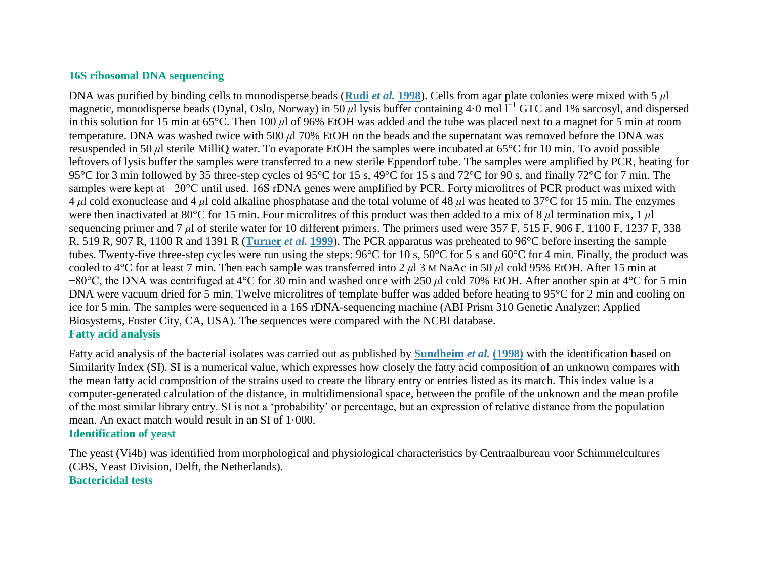## 16S ribosomal DNA sequencing

DNA was purified by binding cells to monodisperse beads (**Rudi** *et al.* **1998**). Cells from agar plate colonies were mixed with 5 $\mu$l magnetic, monodisperse beads (Dynal, Oslo, Norway) in 50 $\mu$l lysis buffer containing 4·0 mol $l^{-1}$ GTC and 1% sarcosyl, and dispersed in this solution for 15 min at 65°C. Then 100 $\mu$l of 96% EtOH was added and the tube was placed next to a magnet for 5 min at room temperature. DNA was washed twice with 500 $\mu$l 70% EtOH on the beads and the supernatant was removed before the DNA was resuspended in 50 $\mu$l sterile MilliQ water. To evaporate EtOH the samples were incubated at 65°C for 10 min. To avoid possible leftovers of lysis buffer the samples were transferred to a new sterile Eppendorf tube. The samples were amplified by PCR, heating for 95°C for 3 min followed by 35 three-step cycles of 95°C for 15 s, 49°C for 15 s and 72°C for 90 s, and finally 72°C for 7 min. The samples were kept at −20°C until used. 16S rDNA genes were amplified by PCR. Forty microlitres of PCR product was mixed with 4 $\mu$l cold exonuclease and 4 $\mu$l cold alkaline phosphatase and the total volume of 48 $\mu$l was heated to 37°C for 15 min. The enzymes were then inactivated at 80°C for 15 min. Four microlitres of this product was then added to a mix of 8 $\mu$l termination mix, 1 $\mu$l sequencing primer and 7 $\mu$l of sterile water for 10 different primers. The primers used were 357 F, 515 F, 906 F, 1100 F, 1237 F, 338 R, 519 R, 907 R, 1100 R and 1391 R (**Turner** *et al.* **1999**). The PCR apparatus was preheated to 96°C before inserting the sample tubes. Twenty-five three-step cycles were run using the steps: 96°C for 10 s, 50°C for 5 s and 60°C for 4 min. Finally, the product was cooled to 4°C for at least 7 min. Then each sample was transferred into 2 $\mu$l 3 M NaAc in 50 $\mu$l cold 95% EtOH. After 15 min at −80°C, the DNA was centrifuged at 4°C for 30 min and washed once with 250 $\mu$l cold 70% EtOH. After another spin at 4°C for 5 min DNA were vacuum dried for 5 min. Twelve microlitres of template buffer was added before heating to 95°C for 2 min and cooling on ice for 5 min. The samples were sequenced in a 16S rDNA-sequencing machine (ABI Prism 310 Genetic Analyzer; Applied Biosystems, Foster City, CA, USA). The sequences were compared with the NCBI database.

## Fatty acid analysis

Fatty acid analysis of the bacterial isolates was carried out as published by **Sundheim** *et al.* **(1998)** with the identification based on Similarity Index (SI). SI is a numerical value, which expresses how closely the fatty acid composition of an unknown compares with the mean fatty acid composition of the strains used to create the library entry or entries listed as its match. This index value is a computer-generated calculation of the distance, in multidimensional space, between the profile of the unknown and the mean profile of the most similar library entry. SI is not a 'probability' or percentage, but an expression of relative distance from the population mean. An exact match would result in an SI of 1·000.

## Identification of yeast

The yeast (Vi4b) was identified from morphological and physiological characteristics by Centraalbureau voor Schimmelcultures (CBS, Yeast Division, Delft, the Netherlands).

## Bactericidal tests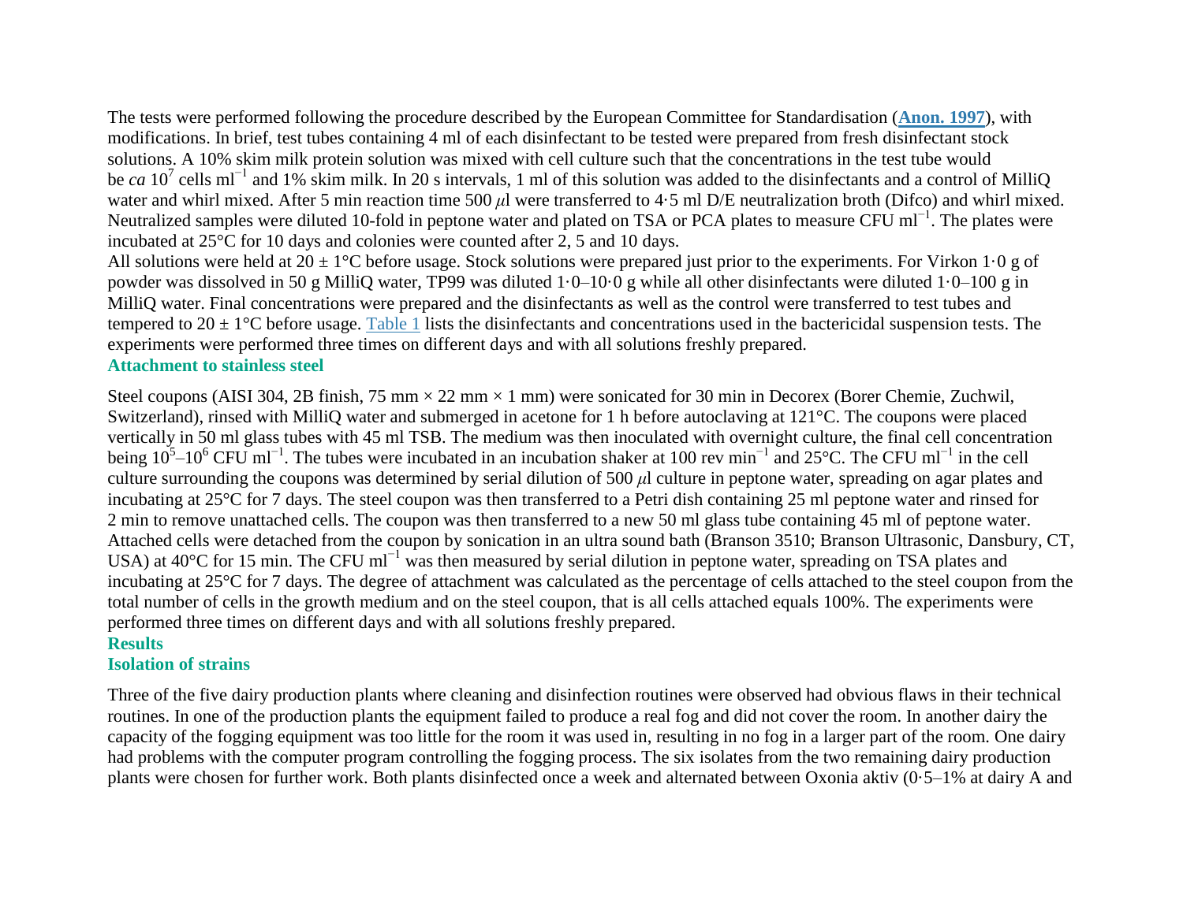The tests were performed following the procedure described by the European Committee for Standardisation (**Anon. 1997**), with modifications. In brief, test tubes containing 4 ml of each disinfectant to be tested were prepared from fresh disinfectant stock solutions. A 10% skim milk protein solution was mixed with cell culture such that the concentrations in the test tube would be *ca* $10^7$ cells $ml^{-1}$ and 1% skim milk. In 20 s intervals, 1 ml of this solution was added to the disinfectants and a control of MilliQ water and whirl mixed. After 5 min reaction time 500 $\mu$l were transferred to 4·5 ml D/E neutralization broth (Difco) and whirl mixed. Neutralized samples were diluted 10-fold in peptone water and plated on TSA or PCA plates to measure CFU $ml^{-1}$. The plates were incubated at 25°C for 10 days and colonies were counted after 2, 5 and 10 days.

All solutions were held at 20 ± 1°C before usage. Stock solutions were prepared just prior to the experiments. For Virkon 1·0 g of powder was dissolved in 50 g MilliQ water, TP99 was diluted 1·0–10·0 g while all other disinfectants were diluted 1·0–100 g in MilliQ water. Final concentrations were prepared and the disinfectants as well as the control were transferred to test tubes and tempered to 20 ± 1°C before usage. Table 1 lists the disinfectants and concentrations used in the bactericidal suspension tests. The experiments were performed three times on different days and with all solutions freshly prepared.

### Attachment to stainless steel

Steel coupons (AISI 304, 2B finish, 75 mm × 22 mm × 1 mm) were sonicated for 30 min in Decorex (Borer Chemie, Zuchwil, Switzerland), rinsed with MilliQ water and submerged in acetone for 1 h before autoclaving at 121°C. The coupons were placed vertically in 50 ml glass tubes with 45 ml TSB. The medium was then inoculated with overnight culture, the final cell concentration being $10^5$–$10^6$ CFU $ml^{-1}$. The tubes were incubated in an incubation shaker at 100 rev $min^{-1}$ and 25°C. The CFU $ml^{-1}$ in the cell culture surrounding the coupons was determined by serial dilution of 500 $\mu$l culture in peptone water, spreading on agar plates and incubating at 25°C for 7 days. The steel coupon was then transferred to a Petri dish containing 25 ml peptone water and rinsed for 2 min to remove unattached cells. The coupon was then transferred to a new 50 ml glass tube containing 45 ml of peptone water. Attached cells were detached from the coupon by sonication in an ultra sound bath (Branson 3510; Branson Ultrasonic, Dansbury, CT, USA) at 40°C for 15 min. The CFU $ml^{-1}$ was then measured by serial dilution in peptone water, spreading on TSA plates and incubating at 25°C for 7 days. The degree of attachment was calculated as the percentage of cells attached to the steel coupon from the total number of cells in the growth medium and on the steel coupon, that is all cells attached equals 100%. The experiments were performed three times on different days and with all solutions freshly prepared.

## Results

### Isolation of strains

Three of the five dairy production plants where cleaning and disinfection routines were observed had obvious flaws in their technical routines. In one of the production plants the equipment failed to produce a real fog and did not cover the room. In another dairy the capacity of the fogging equipment was too little for the room it was used in, resulting in no fog in a larger part of the room. One dairy had problems with the computer program controlling the fogging process. The six isolates from the two remaining dairy production plants were chosen for further work. Both plants disinfected once a week and alternated between Oxonia aktiv (0·5–1% at dairy A and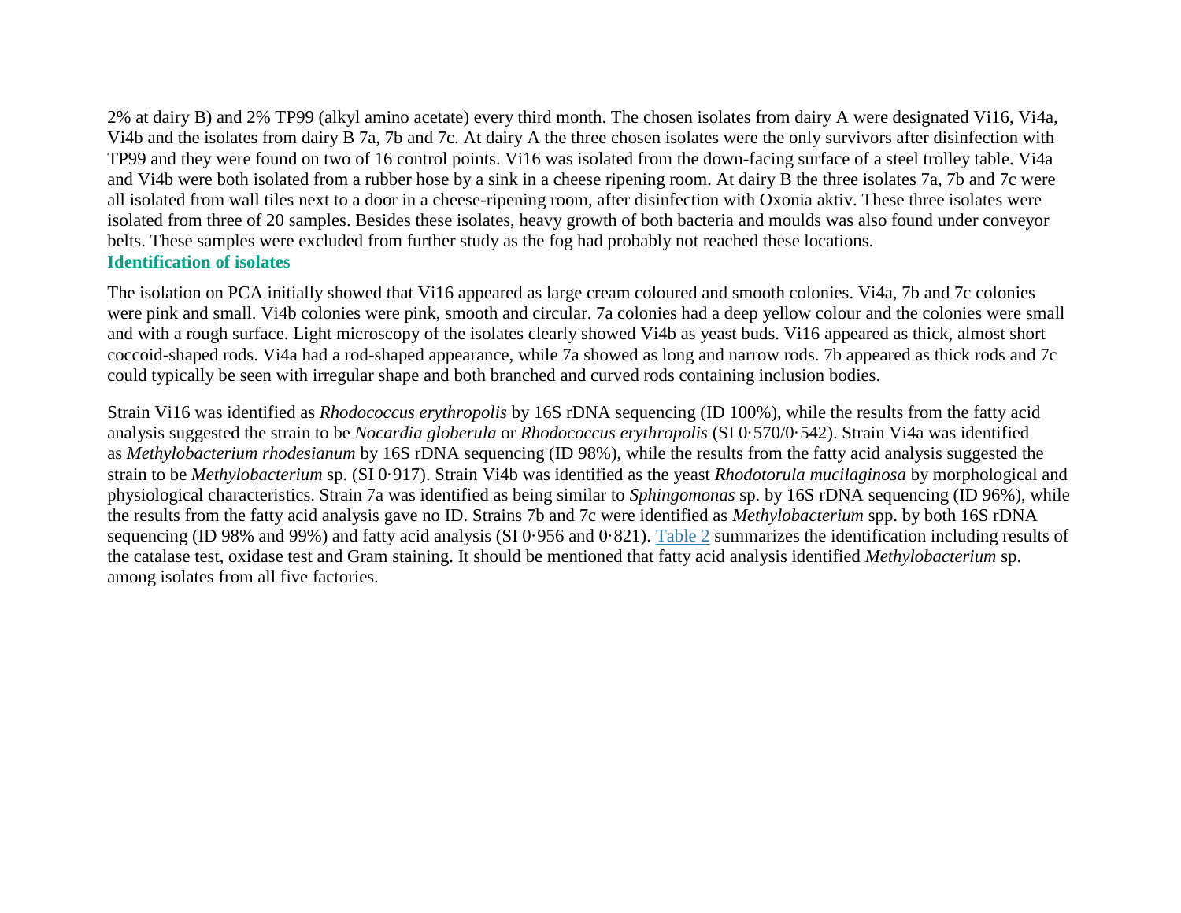2% at dairy B) and 2% TP99 (alkyl amino acetate) every third month. The chosen isolates from dairy A were designated Vi16, Vi4a, Vi4b and the isolates from dairy B 7a, 7b and 7c. At dairy A the three chosen isolates were the only survivors after disinfection with TP99 and they were found on two of 16 control points. Vi16 was isolated from the down-facing surface of a steel trolley table. Vi4a and Vi4b were both isolated from a rubber hose by a sink in a cheese ripening room. At dairy B the three isolates 7a, 7b and 7c were all isolated from wall tiles next to a door in a cheese-ripening room, after disinfection with Oxonia aktiv. These three isolates were isolated from three of 20 samples. Besides these isolates, heavy growth of both bacteria and moulds was also found under conveyor belts. These samples were excluded from further study as the fog had probably not reached these locations.

### Identification of isolates

The isolation on PCA initially showed that Vi16 appeared as large cream coloured and smooth colonies. Vi4a, 7b and 7c colonies were pink and small. Vi4b colonies were pink, smooth and circular. 7a colonies had a deep yellow colour and the colonies were small and with a rough surface. Light microscopy of the isolates clearly showed Vi4b as yeast buds. Vi16 appeared as thick, almost short coccoid-shaped rods. Vi4a had a rod-shaped appearance, while 7a showed as long and narrow rods. 7b appeared as thick rods and 7c could typically be seen with irregular shape and both branched and curved rods containing inclusion bodies.

Strain Vi16 was identified as *Rhodococcus erythropolis* by 16S rDNA sequencing (ID 100%), while the results from the fatty acid analysis suggested the strain to be *Nocardia globerula* or *Rhodococcus erythropolis* (SI 0·570/0·542). Strain Vi4a was identified as *Methylobacterium rhodesianum* by 16S rDNA sequencing (ID 98%), while the results from the fatty acid analysis suggested the strain to be *Methylobacterium* sp. (SI 0·917). Strain Vi4b was identified as the yeast *Rhodotorula mucilaginosa* by morphological and physiological characteristics. Strain 7a was identified as being similar to *Sphingomonas* sp. by 16S rDNA sequencing (ID 96%), while the results from the fatty acid analysis gave no ID. Strains 7b and 7c were identified as *Methylobacterium* spp. by both 16S rDNA sequencing (ID 98% and 99%) and fatty acid analysis (SI 0·956 and 0·821). Table 2 summarizes the identification including results of the catalase test, oxidase test and Gram staining. It should be mentioned that fatty acid analysis identified *Methylobacterium* sp. among isolates from all five factories.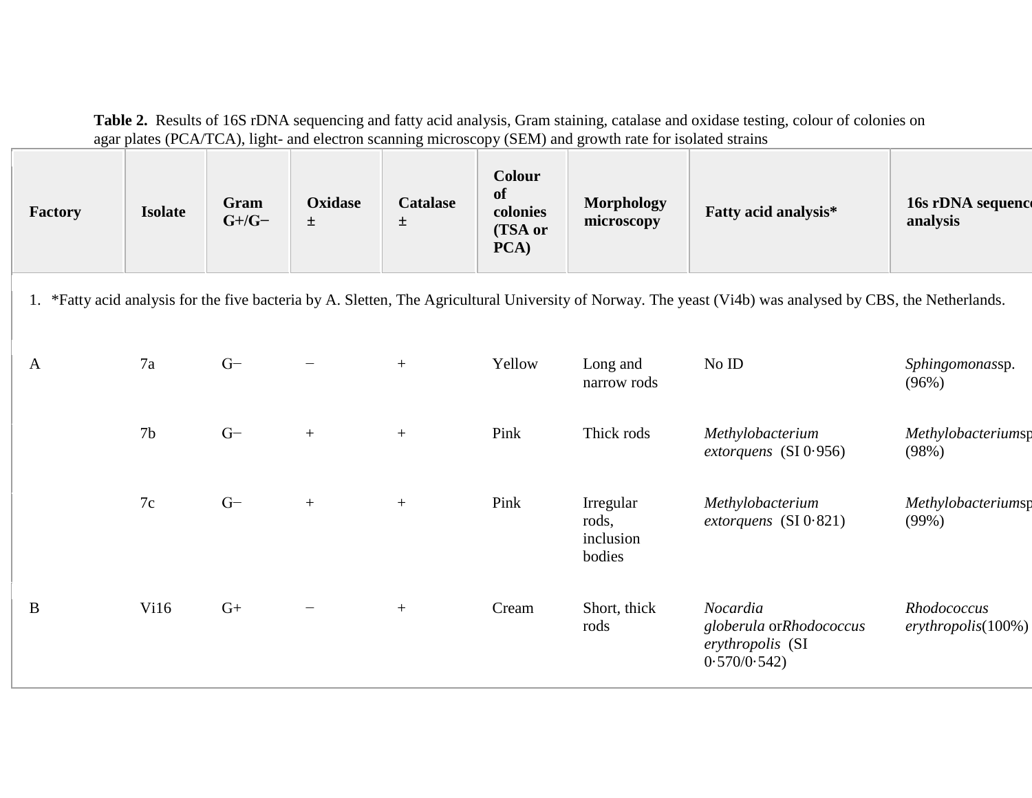**Table 2.** Results of 16S rDNA sequencing and fatty acid analysis, Gram staining, catalase and oxidase testing, colour of colonies on agar plates (PCA/TCA), light- and electron scanning microscopy (SEM) and growth rate for isolated strains

| Factory | Isolate | Gram G+/G− | Oxidase ± | Catalase ± | Colour of colonies (TSA or PCA) | Morphology microscopy | Fatty acid analysis* | 16s rDNA sequence analysis |
|---|---|---|---|---|---|---|---|---|
| A | 7a | G− | − | + | Yellow | Long and narrow rods | No ID | *Sphingomonas* sp. (96%) |
| | 7b | G− | + | + | Pink | Thick rods | *Methylobacterium extorquens* (SI 0·956) | *Methylobacterium* sp. (98%) |
| | 7c | G− | + | + | Pink | Irregular rods, inclusion bodies | *Methylobacterium extorquens* (SI 0·821) | *Methylobacterium* sp. (99%) |
| B | Vi16 | G+ | − | + | Cream | Short, thick rods | *Nocardia globerula* or *Rhodococcus erythropolis* (SI 0·570/0·542) | *Rhodococcus erythropolis* (100%) |

1. *Fatty acid analysis for the five bacteria by A. Sletten, The Agricultural University of Norway. The yeast (Vi4b) was analysed by CBS, the Netherlands.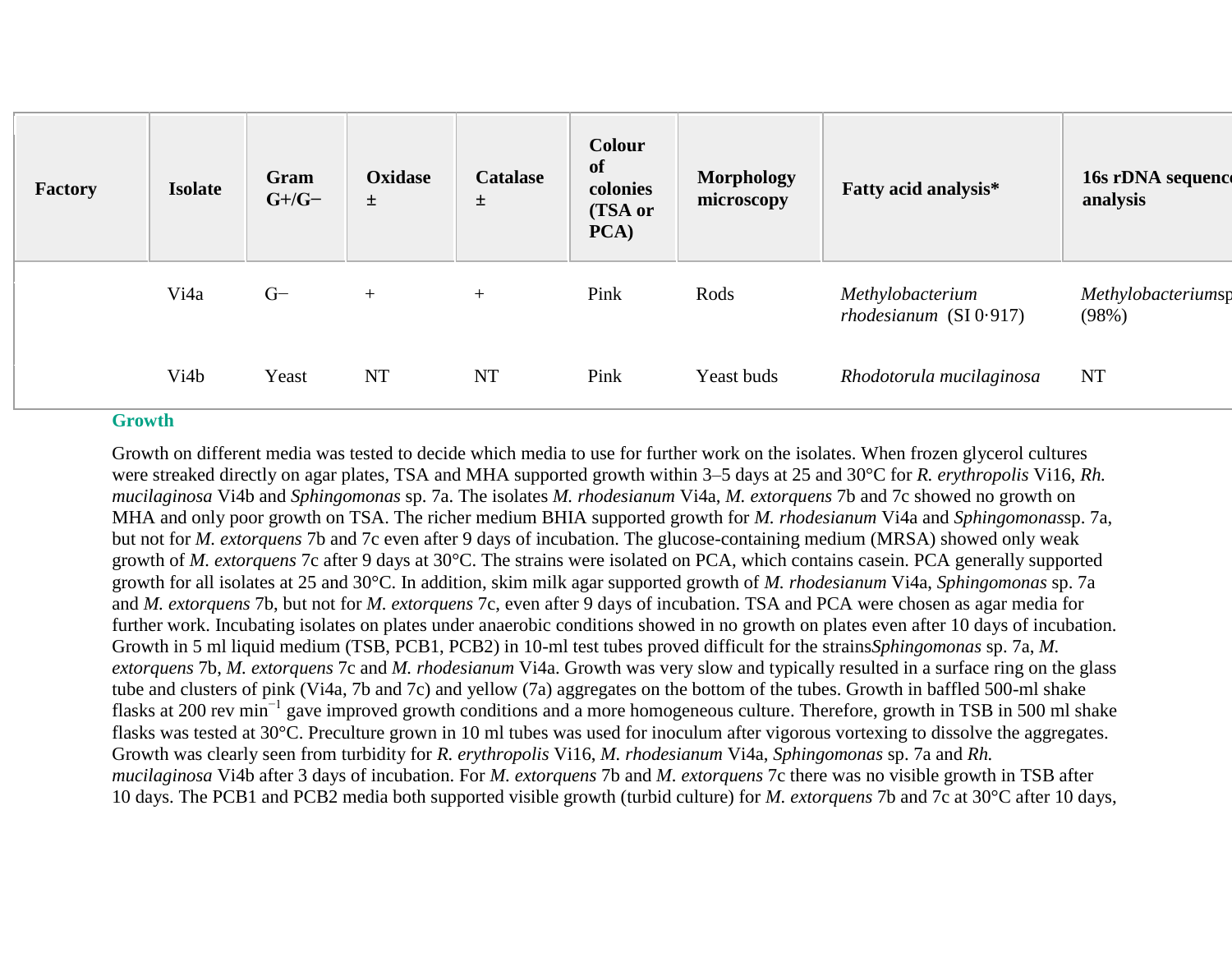| Factory | Isolate | Gram G+/G− | Oxidase ± | Catalase ± | Colour of colonies (TSA or PCA) | Morphology microscopy | Fatty acid analysis* | 16s rDNA sequence analysis |
|---|---|---|---|---|---|---|---|---|
| | Vi4a | G− | + | + | Pink | Rods | *Methylobacterium rhodesianum* (SI 0·917) | *Methylobacterium* sp. (98%) |
| | Vi4b | Yeast | NT | NT | Pink | Yeast buds | *Rhodotorula mucilaginosa* | NT |

## Growth

Growth on different media was tested to decide which media to use for further work on the isolates. When frozen glycerol cultures were streaked directly on agar plates, TSA and MHA supported growth within 3–5 days at 25 and 30°C for *R. erythropolis* Vi16, *Rh. mucilaginosa* Vi4b and *Sphingomonas* sp. 7a. The isolates *M. rhodesianum* Vi4a, *M. extorquens* 7b and 7c showed no growth on MHA and only poor growth on TSA. The richer medium BHIA supported growth for *M. rhodesianum* Vi4a and *Sphingomonas* sp. 7a, but not for *M. extorquens* 7b and 7c even after 9 days of incubation. The glucose-containing medium (MRSA) showed only weak growth of *M. extorquens* 7c after 9 days at 30°C. The strains were isolated on PCA, which contains casein. PCA generally supported growth for all isolates at 25 and 30°C. In addition, skim milk agar supported growth of *M. rhodesianum* Vi4a, *Sphingomonas* sp. 7a and *M. extorquens* 7b, but not for *M. extorquens* 7c, even after 9 days of incubation. TSA and PCA were chosen as agar media for further work. Incubating isolates on plates under anaerobic conditions showed in no growth on plates even after 10 days of incubation. Growth in 5 ml liquid medium (TSB, PCB1, PCB2) in 10-ml test tubes proved difficult for the strains *Sphingomonas* sp. 7a, *M. extorquens* 7b, *M. extorquens* 7c and *M. rhodesianum* Vi4a. Growth was very slow and typically resulted in a surface ring on the glass tube and clusters of pink (Vi4a, 7b and 7c) and yellow (7a) aggregates on the bottom of the tubes. Growth in baffled 500-ml shake flasks at 200 rev $min^{-1}$ gave improved growth conditions and a more homogeneous culture. Therefore, growth in TSB in 500 ml shake flasks was tested at 30°C. Preculture grown in 10 ml tubes was used for inoculum after vigorous vortexing to dissolve the aggregates. Growth was clearly seen from turbidity for *R. erythropolis* Vi16, *M. rhodesianum* Vi4a, *Sphingomonas* sp. 7a and *Rh. mucilaginosa* Vi4b after 3 days of incubation. For *M. extorquens* 7b and *M. extorquens* 7c there was no visible growth in TSB after 10 days. The PCB1 and PCB2 media both supported visible growth (turbid culture) for *M. extorquens* 7b and 7c at 30°C after 10 days,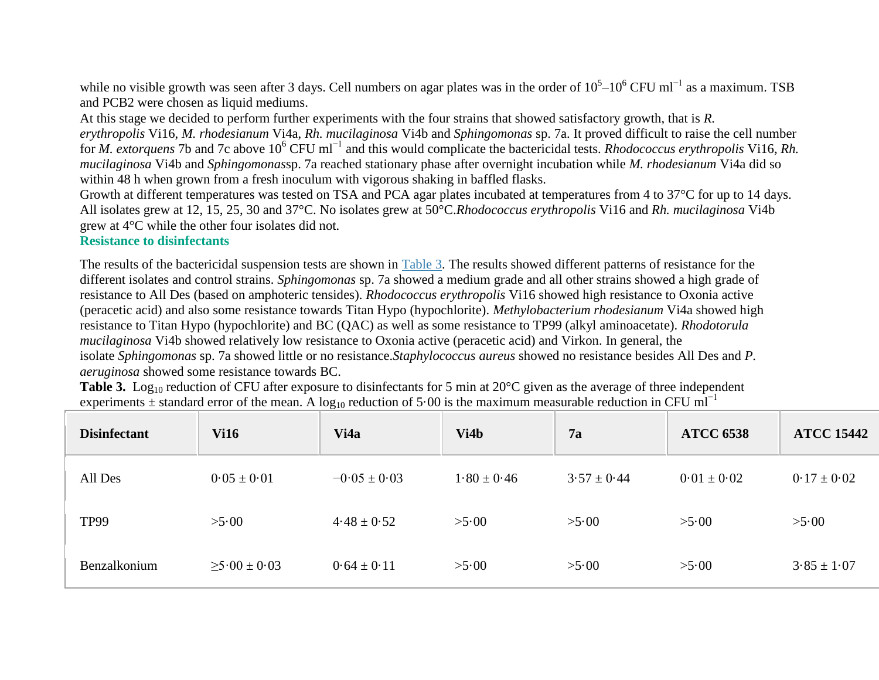while no visible growth was seen after 3 days. Cell numbers on agar plates was in the order of $10^5$–$10^6$ CFU $ml^{-1}$ as a maximum. TSB and PCB2 were chosen as liquid mediums.

At this stage we decided to perform further experiments with the four strains that showed satisfactory growth, that is *R. erythropolis* Vi16, *M. rhodesianum* Vi4a, *Rh. mucilaginosa* Vi4b and *Sphingomonas* sp. 7a. It proved difficult to raise the cell number for *M. extorquens* 7b and 7c above $10^6$ CFU $ml^{-1}$ and this would complicate the bactericidal tests. *Rhodococcus erythropolis* Vi16, *Rh. mucilaginosa* Vi4b and *Sphingomonas*sp. 7a reached stationary phase after overnight incubation while *M. rhodesianum* Vi4a did so within 48 h when grown from a fresh inoculum with vigorous shaking in baffled flasks.

Growth at different temperatures was tested on TSA and PCA agar plates incubated at temperatures from 4 to 37°C for up to 14 days. All isolates grew at 12, 15, 25, 30 and 37°C. No isolates grew at 50°C.*Rhodococcus erythropolis* Vi16 and *Rh. mucilaginosa* Vi4b grew at 4°C while the other four isolates did not.

## Resistance to disinfectants

The results of the bactericidal suspension tests are shown in Table 3. The results showed different patterns of resistance for the different isolates and control strains. *Sphingomonas* sp. 7a showed a medium grade and all other strains showed a high grade of resistance to All Des (based on amphoteric tensides). *Rhodococcus erythropolis* Vi16 showed high resistance to Oxonia active (peracetic acid) and also some resistance towards Titan Hypo (hypochlorite). *Methylobacterium rhodesianum* Vi4a showed high resistance to Titan Hypo (hypochlorite) and BC (QAC) as well as some resistance to TP99 (alkyl aminoacetate). *Rhodotorula mucilaginosa* Vi4b showed relatively low resistance to Oxonia active (peracetic acid) and Virkon. In general, the isolate *Sphingomonas* sp. 7a showed little or no resistance.*Staphylococcus aureus* showed no resistance besides All Des and *P. aeruginosa* showed some resistance towards BC.

**Table 3.** $Log_{10}$ reduction of CFU after exposure to disinfectants for 5 min at 20°C given as the average of three independent experiments ± standard error of the mean. A $log_{10}$ reduction of 5·00 is the maximum measurable reduction in CFU $ml^{-1}$

| Disinfectant | Vi16 | Vi4a | Vi4b | 7a | ATCC 6538 | ATCC 15442 |
|---|---|---|---|---|---|---|
| All Des | 0·05 ± 0·01 | −0·05 ± 0·03 | 1·80 ± 0·46 | 3·57 ± 0·44 | 0·01 ± 0·02 | 0·17 ± 0·02 |
| TP99 | >5·00 | 4·48 ± 0·52 | >5·00 | >5·00 | >5·00 | >5·00 |
| Benzalkonium | ≥5·00 ± 0·03 | 0·64 ± 0·11 | >5·00 | >5·00 | >5·00 | 3·85 ± 1·07 |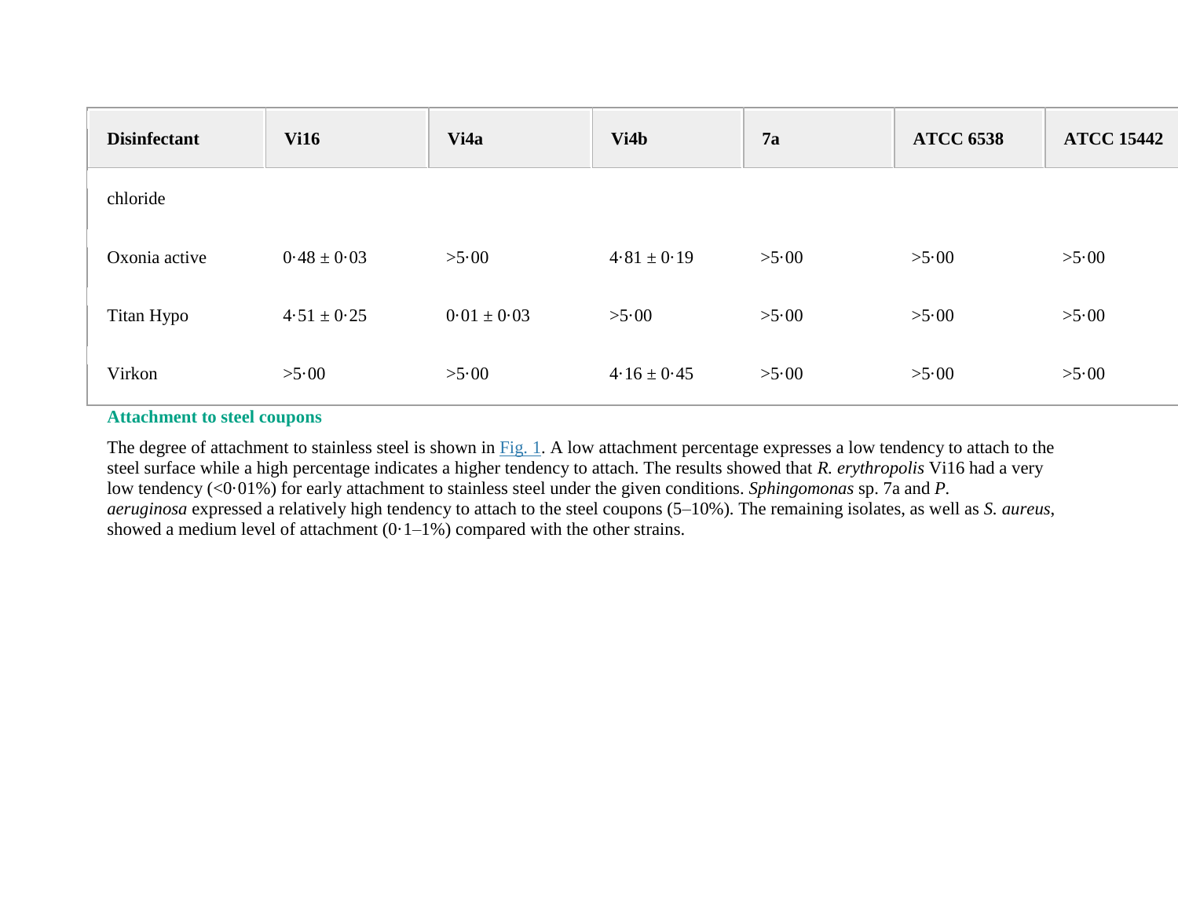| Disinfectant | Vi16 | Vi4a | Vi4b | 7a | ATCC 6538 | ATCC 15442 |
|---|---|---|---|---|---|---|
| chloride | | | | | | |
| Oxonia active | 0·48 ± 0·03 | >5·00 | 4·81 ± 0·19 | >5·00 | >5·00 | >5·00 |
| Titan Hypo | 4·51 ± 0·25 | 0·01 ± 0·03 | >5·00 | >5·00 | >5·00 | >5·00 |
| Virkon | >5·00 | >5·00 | 4·16 ± 0·45 | >5·00 | >5·00 | >5·00 |

### Attachment to steel coupons

The degree of attachment to stainless steel is shown in Fig. 1. A low attachment percentage expresses a low tendency to attach to the steel surface while a high percentage indicates a higher tendency to attach. The results showed that *R. erythropolis* Vi16 had a very low tendency (<0·01%) for early attachment to stainless steel under the given conditions. *Sphingomonas* sp. 7a and *P. aeruginosa* expressed a relatively high tendency to attach to the steel coupons (5–10%). The remaining isolates, as well as *S. aureus*, showed a medium level of attachment (0·1–1%) compared with the other strains.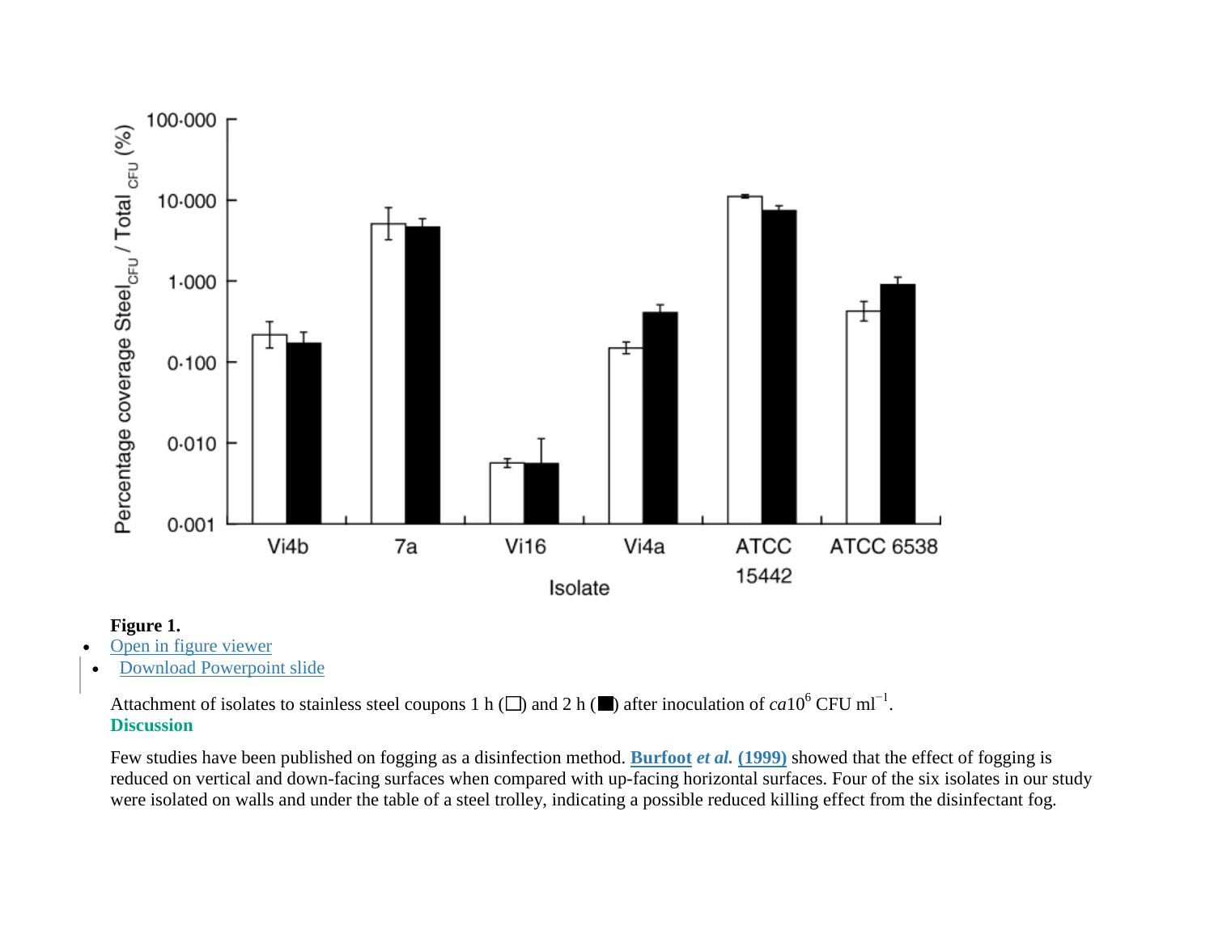**Figure 1.**

- Open in figure viewer
- Download Powerpoint slide

Attachment of isolates to stainless steel coupons 1 h (□) and 2 h (■) after inoculation of *ca*$10^6$ CFU $ml^{-1}$.

## Discussion

Few studies have been published on fogging as a disinfection method. Burfoot *et al.* (1999) showed that the effect of fogging is reduced on vertical and down-facing surfaces when compared with up-facing horizontal surfaces. Four of the six isolates in our study were isolated on walls and under the table of a steel trolley, indicating a possible reduced killing effect from the disinfectant fog.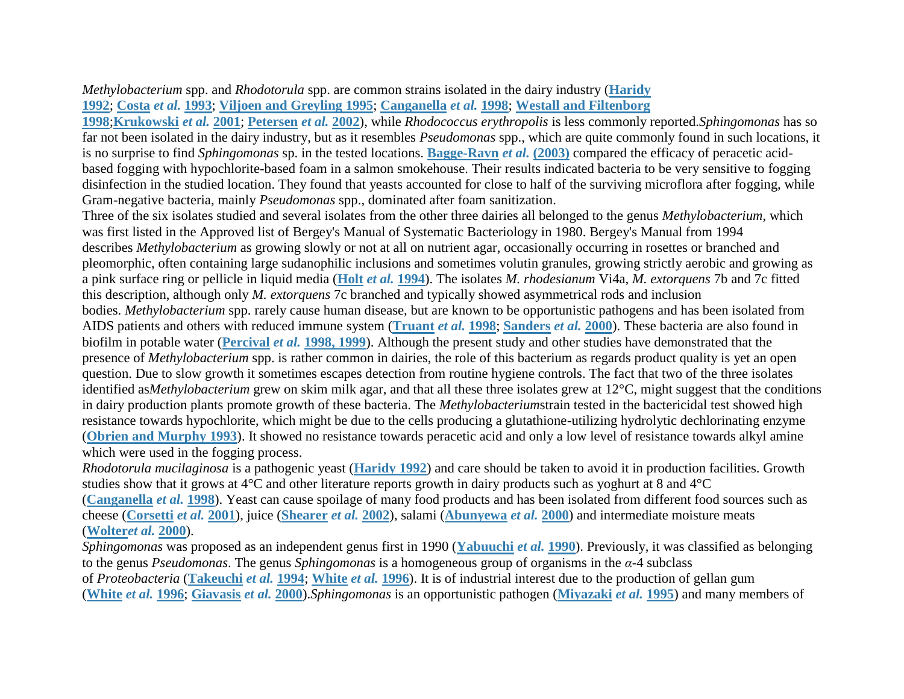*Methylobacterium* spp. and *Rhodotorula* spp. are common strains isolated in the dairy industry (**Haridy 1992**; **Costa *et al.* 1993**; **Viljoen and Greyling 1995**; **Canganella *et al.* 1998**; **Westall and Filtenborg 1998**;**Krukowski *et al.* 2001**; **Petersen *et al.* 2002**), while *Rhodococcus erythropolis* is less commonly reported.*Sphingomonas* has so far not been isolated in the dairy industry, but as it resembles *Pseudomonas* spp., which are quite commonly found in such locations, it is no surprise to find *Sphingomonas* sp. in the tested locations. **Bagge-Ravn *et al.* (2003)** compared the efficacy of peracetic acid-based fogging with hypochlorite-based foam in a salmon smokehouse. Their results indicated bacteria to be very sensitive to fogging disinfection in the studied location. They found that yeasts accounted for close to half of the surviving microflora after fogging, while Gram-negative bacteria, mainly *Pseudomonas* spp., dominated after foam sanitization.

Three of the six isolates studied and several isolates from the other three dairies all belonged to the genus *Methylobacterium*, which was first listed in the Approved list of Bergey's Manual of Systematic Bacteriology in 1980. Bergey's Manual from 1994 describes *Methylobacterium* as growing slowly or not at all on nutrient agar, occasionally occurring in rosettes or branched and pleomorphic, often containing large sudanophilic inclusions and sometimes volutin granules, growing strictly aerobic and growing as a pink surface ring or pellicle in liquid media (**Holt *et al.* 1994**). The isolates *M. rhodesianum* Vi4a, *M. extorquens* 7b and 7c fitted this description, although only *M. extorquens* 7c branched and typically showed asymmetrical rods and inclusion bodies. *Methylobacterium* spp. rarely cause human disease, but are known to be opportunistic pathogens and has been isolated from AIDS patients and others with reduced immune system (**Truant *et al.* 1998**; **Sanders *et al.* 2000**). These bacteria are also found in biofilm in potable water (**Percival *et al.* 1998, 1999**). Although the present study and other studies have demonstrated that the presence of *Methylobacterium* spp. is rather common in dairies, the role of this bacterium as regards product quality is yet an open question. Due to slow growth it sometimes escapes detection from routine hygiene controls. The fact that two of the three isolates identified as*Methylobacterium* grew on skim milk agar, and that all these three isolates grew at 12°C, might suggest that the conditions in dairy production plants promote growth of these bacteria. The *Methylobacterium*strain tested in the bactericidal test showed high resistance towards hypochlorite, which might be due to the cells producing a glutathione-utilizing hydrolytic dechlorinating enzyme (**Obrien and Murphy 1993**). It showed no resistance towards peracetic acid and only a low level of resistance towards alkyl amine which were used in the fogging process.

*Rhodotorula mucilaginosa* is a pathogenic yeast (**Haridy 1992**) and care should be taken to avoid it in production facilities. Growth studies show that it grows at 4°C and other literature reports growth in dairy products such as yoghurt at 8 and 4°C (**Canganella *et al.* 1998**). Yeast can cause spoilage of many food products and has been isolated from different food sources such as cheese (**Corsetti *et al.* 2001**), juice (**Shearer *et al.* 2002**), salami (**Abunyewa *et al.* 2000**) and intermediate moisture meats (**Wolter*et al.* 2000**).

*Sphingomonas* was proposed as an independent genus first in 1990 (**Yabuuchi *et al.* 1990**). Previously, it was classified as belonging to the genus *Pseudomonas*. The genus *Sphingomonas* is a homogeneous group of organisms in the *α*-4 subclass of *Proteobacteria* (**Takeuchi *et al.* 1994**; **White *et al.* 1996**). It is of industrial interest due to the production of gellan gum (**White *et al.* 1996**; **Giavasis *et al.* 2000**).*Sphingomonas* is an opportunistic pathogen (**Miyazaki *et al.* 1995**) and many members of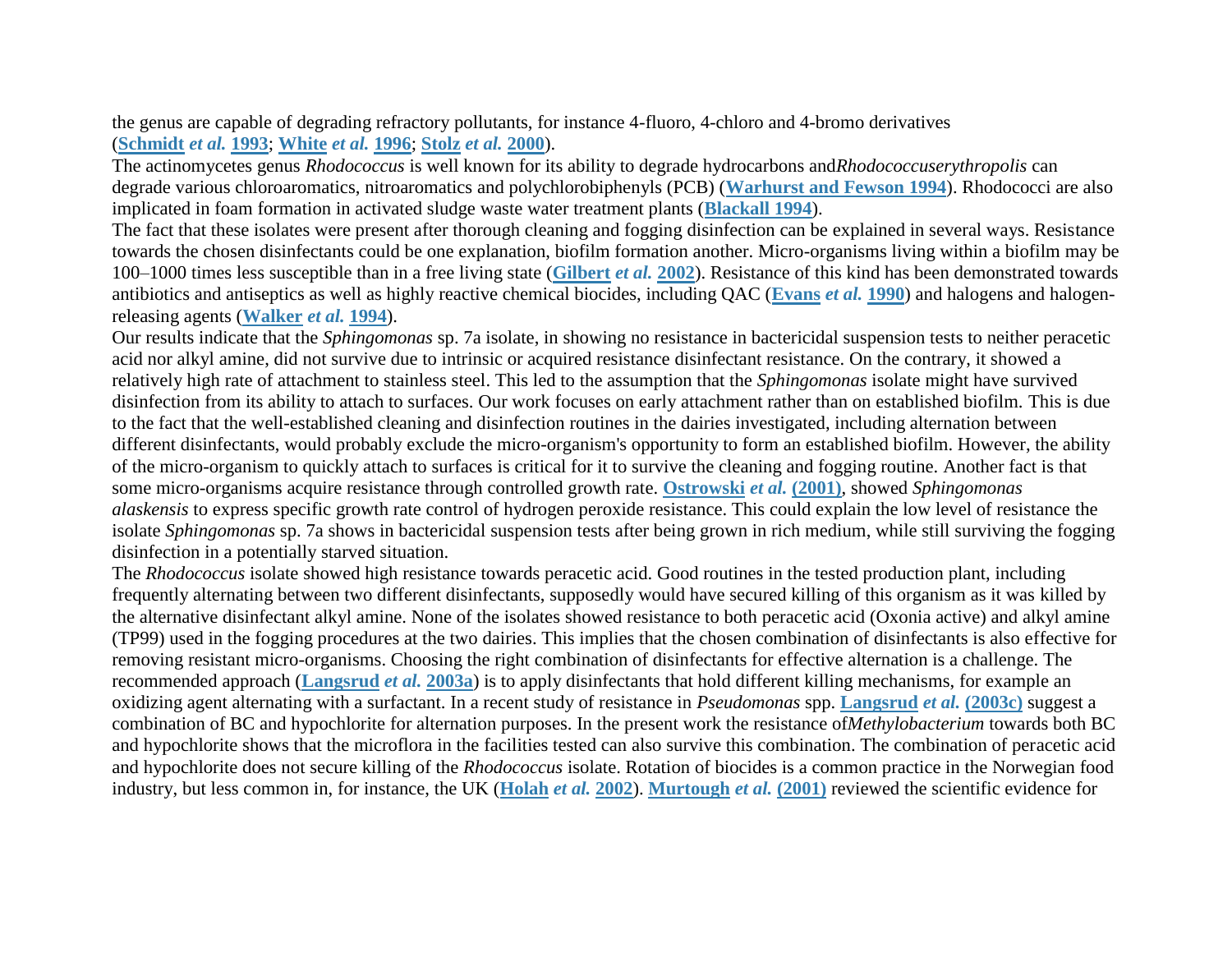the genus are capable of degrading refractory pollutants, for instance 4-fluoro, 4-chloro and 4-bromo derivatives (**Schmidt** ***et al.*** **1993**; **White** ***et al.*** **1996**; **Stolz** ***et al.*** **2000**).

The actinomycetes genus *Rhodococcus* is well known for its ability to degrade hydrocarbons and*Rhodococcuserythropolis* can degrade various chloroaromatics, nitroaromatics and polychlorobiphenyls (PCB) (**Warhurst and Fewson 1994**). Rhodococci are also implicated in foam formation in activated sludge waste water treatment plants (**Blackall 1994**).

The fact that these isolates were present after thorough cleaning and fogging disinfection can be explained in several ways. Resistance towards the chosen disinfectants could be one explanation, biofilm formation another. Micro-organisms living within a biofilm may be 100–1000 times less susceptible than in a free living state (**Gilbert** ***et al.*** **2002**). Resistance of this kind has been demonstrated towards antibiotics and antiseptics as well as highly reactive chemical biocides, including QAC (**Evans** ***et al.*** **1990**) and halogens and halogen-releasing agents (**Walker** ***et al.*** **1994**).

Our results indicate that the *Sphingomonas* sp. 7a isolate, in showing no resistance in bactericidal suspension tests to neither peracetic acid nor alkyl amine, did not survive due to intrinsic or acquired resistance disinfectant resistance. On the contrary, it showed a relatively high rate of attachment to stainless steel. This led to the assumption that the *Sphingomonas* isolate might have survived disinfection from its ability to attach to surfaces. Our work focuses on early attachment rather than on established biofilm. This is due to the fact that the well-established cleaning and disinfection routines in the dairies investigated, including alternation between different disinfectants, would probably exclude the micro-organism's opportunity to form an established biofilm. However, the ability of the micro-organism to quickly attach to surfaces is critical for it to survive the cleaning and fogging routine. Another fact is that some micro-organisms acquire resistance through controlled growth rate. **Ostrowski** ***et al.*** **(2001)**, showed *Sphingomonas alaskensis* to express specific growth rate control of hydrogen peroxide resistance. This could explain the low level of resistance the isolate *Sphingomonas* sp. 7a shows in bactericidal suspension tests after being grown in rich medium, while still surviving the fogging disinfection in a potentially starved situation.

The *Rhodococcus* isolate showed high resistance towards peracetic acid. Good routines in the tested production plant, including frequently alternating between two different disinfectants, supposedly would have secured killing of this organism as it was killed by the alternative disinfectant alkyl amine. None of the isolates showed resistance to both peracetic acid (Oxonia active) and alkyl amine (TP99) used in the fogging procedures at the two dairies. This implies that the chosen combination of disinfectants is also effective for removing resistant micro-organisms. Choosing the right combination of disinfectants for effective alternation is a challenge. The recommended approach (**Langsrud** ***et al.*** **2003a**) is to apply disinfectants that hold different killing mechanisms, for example an oxidizing agent alternating with a surfactant. In a recent study of resistance in *Pseudomonas* spp. **Langsrud** ***et al.*** **(2003c)** suggest a combination of BC and hypochlorite for alternation purposes. In the present work the resistance of*Methylobacterium* towards both BC and hypochlorite shows that the microflora in the facilities tested can also survive this combination. The combination of peracetic acid and hypochlorite does not secure killing of the *Rhodococcus* isolate. Rotation of biocides is a common practice in the Norwegian food industry, but less common in, for instance, the UK (**Holah** ***et al.*** **2002**). **Murtough** ***et al.*** **(2001)** reviewed the scientific evidence for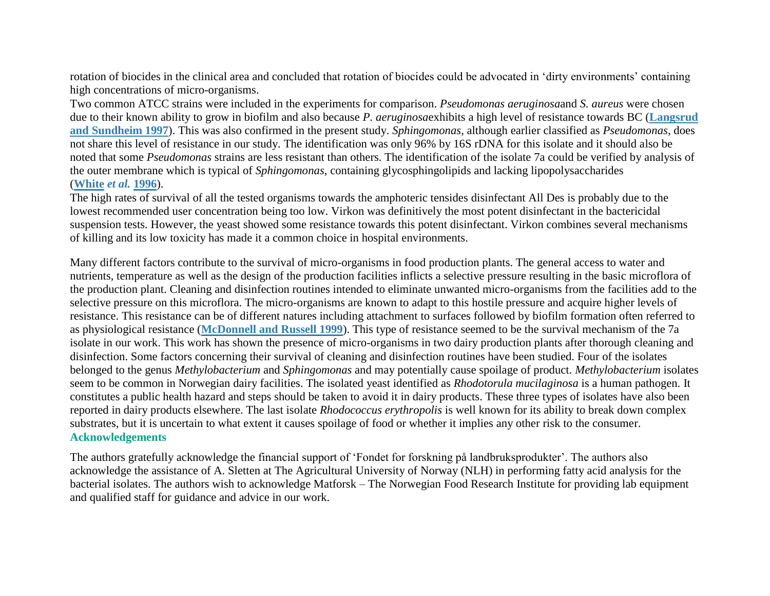rotation of biocides in the clinical area and concluded that rotation of biocides could be advocated in 'dirty environments' containing high concentrations of micro-organisms.

Two common ATCC strains were included in the experiments for comparison. *Pseudomonas aeruginosa*and *S. aureus* were chosen due to their known ability to grow in biofilm and also because *P. aeruginosa*exhibits a high level of resistance towards BC (**Langsrud and Sundheim 1997**). This was also confirmed in the present study. *Sphingomonas*, although earlier classified as *Pseudomonas*, does not share this level of resistance in our study. The identification was only 96% by 16S rDNA for this isolate and it should also be noted that some *Pseudomonas* strains are less resistant than others. The identification of the isolate 7a could be verified by analysis of the outer membrane which is typical of *Sphingomonas*, containing glycosphingolipids and lacking lipopolysaccharides (**White** ***et al.*** **1996**).

The high rates of survival of all the tested organisms towards the amphoteric tensides disinfectant All Des is probably due to the lowest recommended user concentration being too low. Virkon was definitively the most potent disinfectant in the bactericidal suspension tests. However, the yeast showed some resistance towards this potent disinfectant. Virkon combines several mechanisms of killing and its low toxicity has made it a common choice in hospital environments.

Many different factors contribute to the survival of micro-organisms in food production plants. The general access to water and nutrients, temperature as well as the design of the production facilities inflicts a selective pressure resulting in the basic microflora of the production plant. Cleaning and disinfection routines intended to eliminate unwanted micro-organisms from the facilities add to the selective pressure on this microflora. The micro-organisms are known to adapt to this hostile pressure and acquire higher levels of resistance. This resistance can be of different natures including attachment to surfaces followed by biofilm formation often referred to as physiological resistance (**McDonnell and Russell 1999**). This type of resistance seemed to be the survival mechanism of the 7a isolate in our work. This work has shown the presence of micro-organisms in two dairy production plants after thorough cleaning and disinfection. Some factors concerning their survival of cleaning and disinfection routines have been studied. Four of the isolates belonged to the genus *Methylobacterium* and *Sphingomonas* and may potentially cause spoilage of product. *Methylobacterium* isolates seem to be common in Norwegian dairy facilities. The isolated yeast identified as *Rhodotorula mucilaginosa* is a human pathogen. It constitutes a public health hazard and steps should be taken to avoid it in dairy products. These three types of isolates have also been reported in dairy products elsewhere. The last isolate *Rhodococcus erythropolis* is well known for its ability to break down complex substrates, but it is uncertain to what extent it causes spoilage of food or whether it implies any other risk to the consumer.

## Acknowledgements

The authors gratefully acknowledge the financial support of 'Fondet for forskning på landbruksprodukter'. The authors also acknowledge the assistance of A. Sletten at The Agricultural University of Norway (NLH) in performing fatty acid analysis for the bacterial isolates. The authors wish to acknowledge Matforsk – The Norwegian Food Research Institute for providing lab equipment and qualified staff for guidance and advice in our work.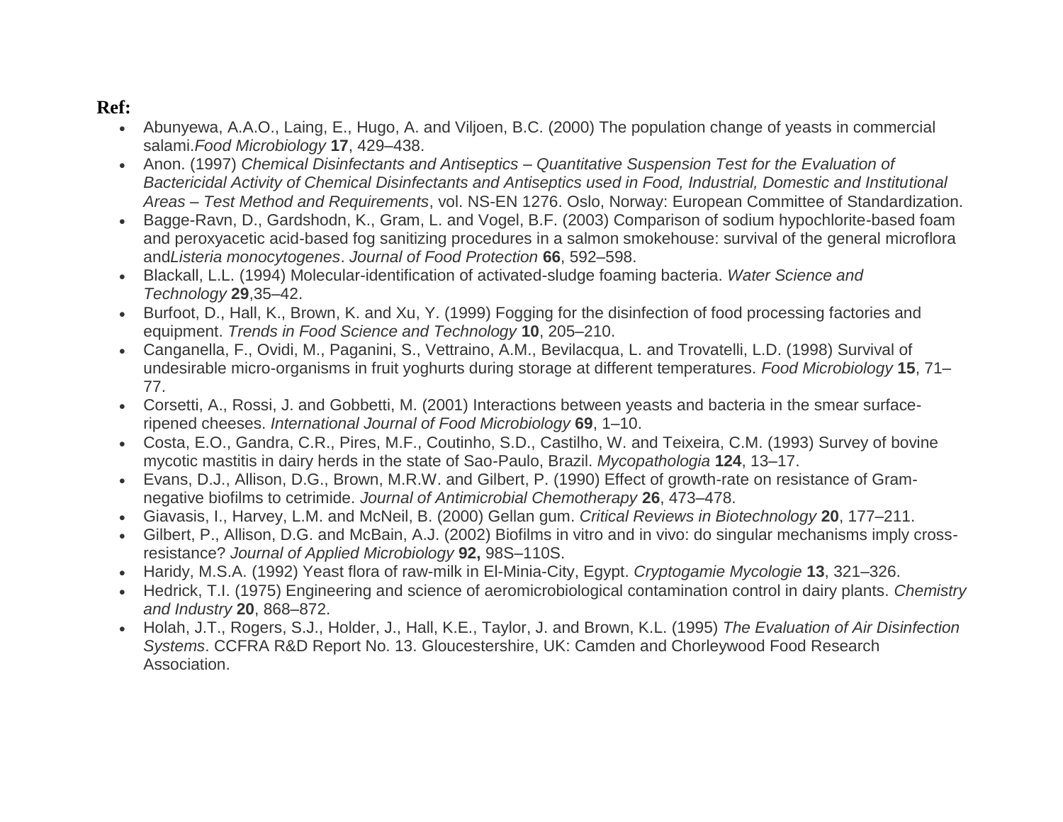**Ref:**

- Abunyewa, A.A.O., Laing, E., Hugo, A. and Viljoen, B.C. (2000) The population change of yeasts in commercial salami.*Food Microbiology* **17**, 429–438.
- Anon. (1997) *Chemical Disinfectants and Antiseptics – Quantitative Suspension Test for the Evaluation of Bactericidal Activity of Chemical Disinfectants and Antiseptics used in Food, Industrial, Domestic and Institutional Areas – Test Method and Requirements*, vol. NS-EN 1276. Oslo, Norway: European Committee of Standardization.
- Bagge-Ravn, D., Gardshodn, K., Gram, L. and Vogel, B.F. (2003) Comparison of sodium hypochlorite-based foam and peroxyacetic acid-based fog sanitizing procedures in a salmon smokehouse: survival of the general microflora and*Listeria monocytogenes*. *Journal of Food Protection* **66**, 592–598.
- Blackall, L.L. (1994) Molecular-identification of activated-sludge foaming bacteria. *Water Science and Technology* **29**,35–42.
- Burfoot, D., Hall, K., Brown, K. and Xu, Y. (1999) Fogging for the disinfection of food processing factories and equipment. *Trends in Food Science and Technology* **10**, 205–210.
- Canganella, F., Ovidi, M., Paganini, S., Vettraino, A.M., Bevilacqua, L. and Trovatelli, L.D. (1998) Survival of undesirable micro-organisms in fruit yoghurts during storage at different temperatures. *Food Microbiology* **15**, 71–77.
- Corsetti, A., Rossi, J. and Gobbetti, M. (2001) Interactions between yeasts and bacteria in the smear surface-ripened cheeses. *International Journal of Food Microbiology* **69**, 1–10.
- Costa, E.O., Gandra, C.R., Pires, M.F., Coutinho, S.D., Castilho, W. and Teixeira, C.M. (1993) Survey of bovine mycotic mastitis in dairy herds in the state of Sao-Paulo, Brazil. *Mycopathologia* **124**, 13–17.
- Evans, D.J., Allison, D.G., Brown, M.R.W. and Gilbert, P. (1990) Effect of growth-rate on resistance of Gram-negative biofilms to cetrimide. *Journal of Antimicrobial Chemotherapy* **26**, 473–478.
- Giavasis, I., Harvey, L.M. and McNeil, B. (2000) Gellan gum. *Critical Reviews in Biotechnology* **20**, 177–211.
- Gilbert, P., Allison, D.G. and McBain, A.J. (2002) Biofilms in vitro and in vivo: do singular mechanisms imply cross-resistance? *Journal of Applied Microbiology* **92,** 98S–110S.
- Haridy, M.S.A. (1992) Yeast flora of raw-milk in El-Minia-City, Egypt. *Cryptogamie Mycologie* **13**, 321–326.
- Hedrick, T.I. (1975) Engineering and science of aeromicrobiological contamination control in dairy plants. *Chemistry and Industry* **20**, 868–872.
- Holah, J.T., Rogers, S.J., Holder, J., Hall, K.E., Taylor, J. and Brown, K.L. (1995) *The Evaluation of Air Disinfection Systems*. CCFRA R&D Report No. 13. Gloucestershire, UK: Camden and Chorleywood Food Research Association.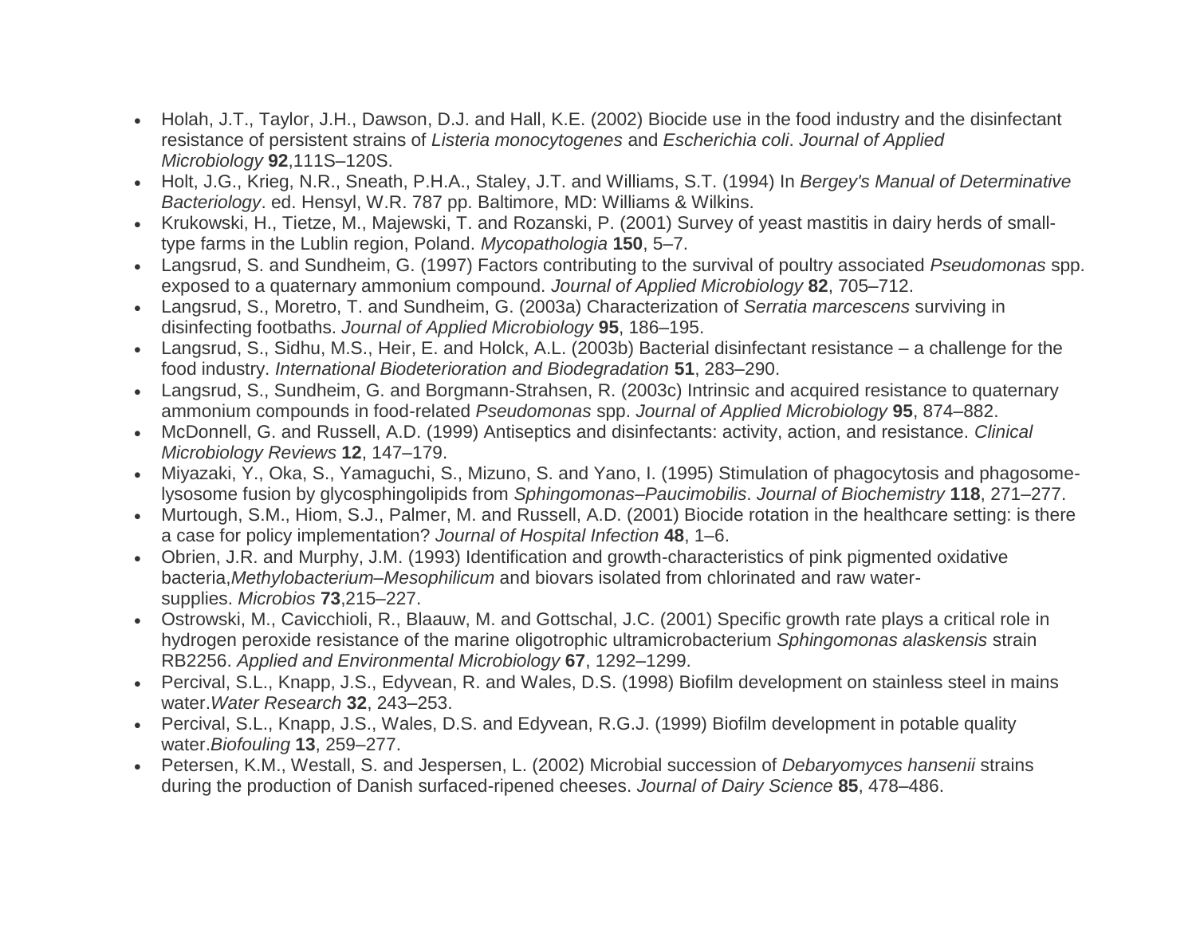- Holah, J.T., Taylor, J.H., Dawson, D.J. and Hall, K.E. (2002) Biocide use in the food industry and the disinfectant resistance of persistent strains of *Listeria monocytogenes* and *Escherichia coli*. *Journal of Applied Microbiology* **92**,111S–120S.
- Holt, J.G., Krieg, N.R., Sneath, P.H.A., Staley, J.T. and Williams, S.T. (1994) In *Bergey's Manual of Determinative Bacteriology*. ed. Hensyl, W.R. 787 pp. Baltimore, MD: Williams & Wilkins.
- Krukowski, H., Tietze, M., Majewski, T. and Rozanski, P. (2001) Survey of yeast mastitis in dairy herds of small-type farms in the Lublin region, Poland. *Mycopathologia* **150**, 5–7.
- Langsrud, S. and Sundheim, G. (1997) Factors contributing to the survival of poultry associated *Pseudomonas* spp. exposed to a quaternary ammonium compound. *Journal of Applied Microbiology* **82**, 705–712.
- Langsrud, S., Moretro, T. and Sundheim, G. (2003a) Characterization of *Serratia marcescens* surviving in disinfecting footbaths. *Journal of Applied Microbiology* **95**, 186–195.
- Langsrud, S., Sidhu, M.S., Heir, E. and Holck, A.L. (2003b) Bacterial disinfectant resistance – a challenge for the food industry. *International Biodeterioration and Biodegradation* **51**, 283–290.
- Langsrud, S., Sundheim, G. and Borgmann-Strahsen, R. (2003c) Intrinsic and acquired resistance to quaternary ammonium compounds in food-related *Pseudomonas* spp. *Journal of Applied Microbiology* **95**, 874–882.
- McDonnell, G. and Russell, A.D. (1999) Antiseptics and disinfectants: activity, action, and resistance. *Clinical Microbiology Reviews* **12**, 147–179.
- Miyazaki, Y., Oka, S., Yamaguchi, S., Mizuno, S. and Yano, I. (1995) Stimulation of phagocytosis and phagosome-lysosome fusion by glycosphingolipids from *Sphingomonas–Paucimobilis*. *Journal of Biochemistry* **118**, 271–277.
- Murtough, S.M., Hiom, S.J., Palmer, M. and Russell, A.D. (2001) Biocide rotation in the healthcare setting: is there a case for policy implementation? *Journal of Hospital Infection* **48**, 1–6.
- Obrien, J.R. and Murphy, J.M. (1993) Identification and growth-characteristics of pink pigmented oxidative bacteria,*Methylobacterium–Mesophilicum* and biovars isolated from chlorinated and raw water-supplies. *Microbios* **73**,215–227.
- Ostrowski, M., Cavicchioli, R., Blaauw, M. and Gottschal, J.C. (2001) Specific growth rate plays a critical role in hydrogen peroxide resistance of the marine oligotrophic ultramicrobacterium *Sphingomonas alaskensis* strain RB2256. *Applied and Environmental Microbiology* **67**, 1292–1299.
- Percival, S.L., Knapp, J.S., Edyvean, R. and Wales, D.S. (1998) Biofilm development on stainless steel in mains water.*Water Research* **32**, 243–253.
- Percival, S.L., Knapp, J.S., Wales, D.S. and Edyvean, R.G.J. (1999) Biofilm development in potable quality water.*Biofouling* **13**, 259–277.
- Petersen, K.M., Westall, S. and Jespersen, L. (2002) Microbial succession of *Debaryomyces hansenii* strains during the production of Danish surfaced-ripened cheeses. *Journal of Dairy Science* **85**, 478–486.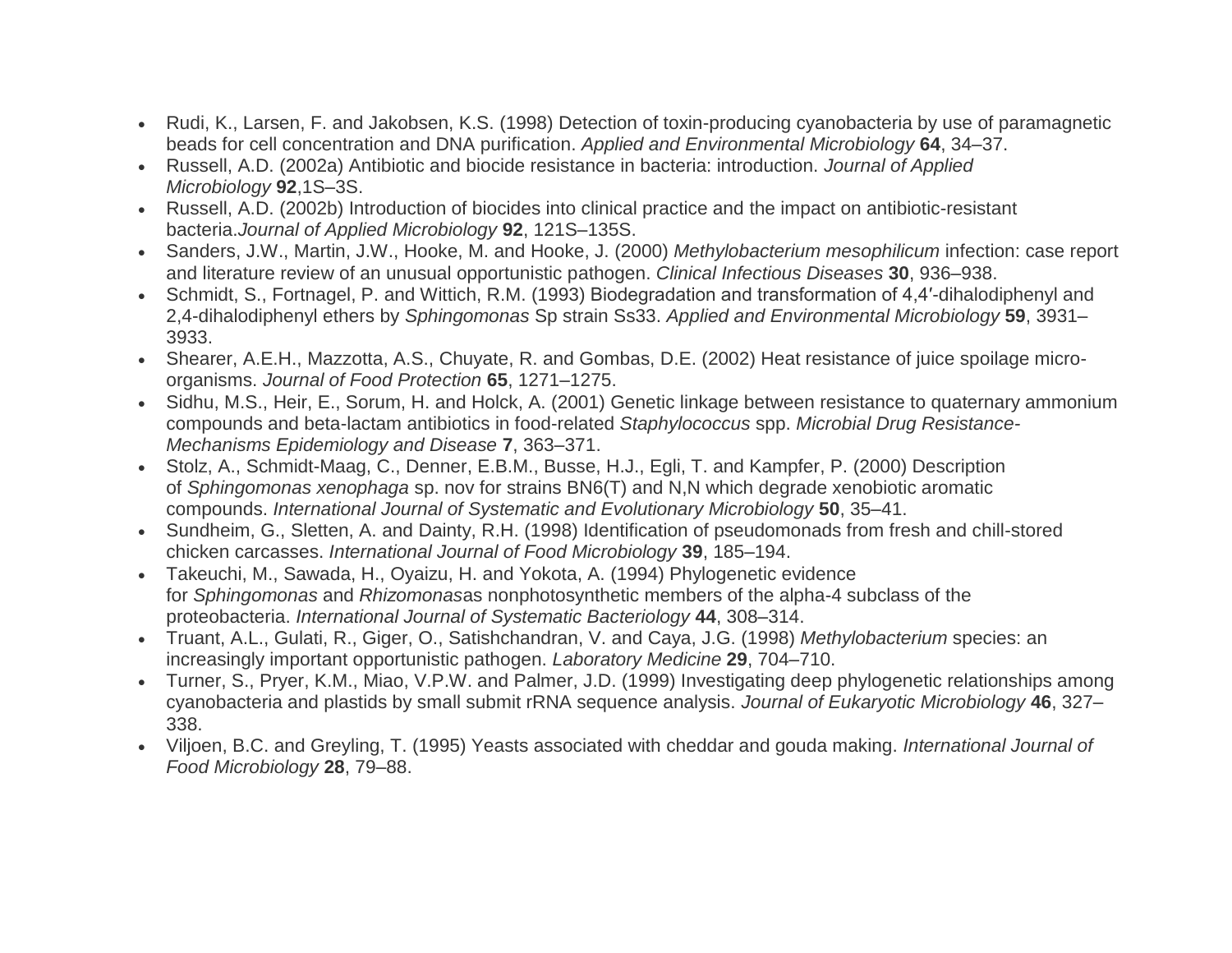- Rudi, K., Larsen, F. and Jakobsen, K.S. (1998) Detection of toxin-producing cyanobacteria by use of paramagnetic beads for cell concentration and DNA purification. *Applied and Environmental Microbiology* **64**, 34–37.
- Russell, A.D. (2002a) Antibiotic and biocide resistance in bacteria: introduction. *Journal of Applied Microbiology* **92**,1S–3S.
- Russell, A.D. (2002b) Introduction of biocides into clinical practice and the impact on antibiotic-resistant bacteria.*Journal of Applied Microbiology* **92**, 121S–135S.
- Sanders, J.W., Martin, J.W., Hooke, M. and Hooke, J. (2000) *Methylobacterium mesophilicum* infection: case report and literature review of an unusual opportunistic pathogen. *Clinical Infectious Diseases* **30**, 936–938.
- Schmidt, S., Fortnagel, P. and Wittich, R.M. (1993) Biodegradation and transformation of 4,4′-dihalodiphenyl and 2,4-dihalodiphenyl ethers by *Sphingomonas* Sp strain Ss33. *Applied and Environmental Microbiology* **59**, 3931–3933.
- Shearer, A.E.H., Mazzotta, A.S., Chuyate, R. and Gombas, D.E. (2002) Heat resistance of juice spoilage micro-organisms. *Journal of Food Protection* **65**, 1271–1275.
- Sidhu, M.S., Heir, E., Sorum, H. and Holck, A. (2001) Genetic linkage between resistance to quaternary ammonium compounds and beta-lactam antibiotics in food-related *Staphylococcus* spp. *Microbial Drug Resistance-Mechanisms Epidemiology and Disease* **7**, 363–371.
- Stolz, A., Schmidt-Maag, C., Denner, E.B.M., Busse, H.J., Egli, T. and Kampfer, P. (2000) Description of *Sphingomonas xenophaga* sp. nov for strains BN6(T) and N,N which degrade xenobiotic aromatic compounds. *International Journal of Systematic and Evolutionary Microbiology* **50**, 35–41.
- Sundheim, G., Sletten, A. and Dainty, R.H. (1998) Identification of pseudomonads from fresh and chill-stored chicken carcasses. *International Journal of Food Microbiology* **39**, 185–194.
- Takeuchi, M., Sawada, H., Oyaizu, H. and Yokota, A. (1994) Phylogenetic evidence for *Sphingomonas* and *Rhizomonas*as nonphotosynthetic members of the alpha-4 subclass of the proteobacteria. *International Journal of Systematic Bacteriology* **44**, 308–314.
- Truant, A.L., Gulati, R., Giger, O., Satishchandran, V. and Caya, J.G. (1998) *Methylobacterium* species: an increasingly important opportunistic pathogen. *Laboratory Medicine* **29**, 704–710.
- Turner, S., Pryer, K.M., Miao, V.P.W. and Palmer, J.D. (1999) Investigating deep phylogenetic relationships among cyanobacteria and plastids by small submit rRNA sequence analysis. *Journal of Eukaryotic Microbiology* **46**, 327–338.
- Viljoen, B.C. and Greyling, T. (1995) Yeasts associated with cheddar and gouda making. *International Journal of Food Microbiology* **28**, 79–88.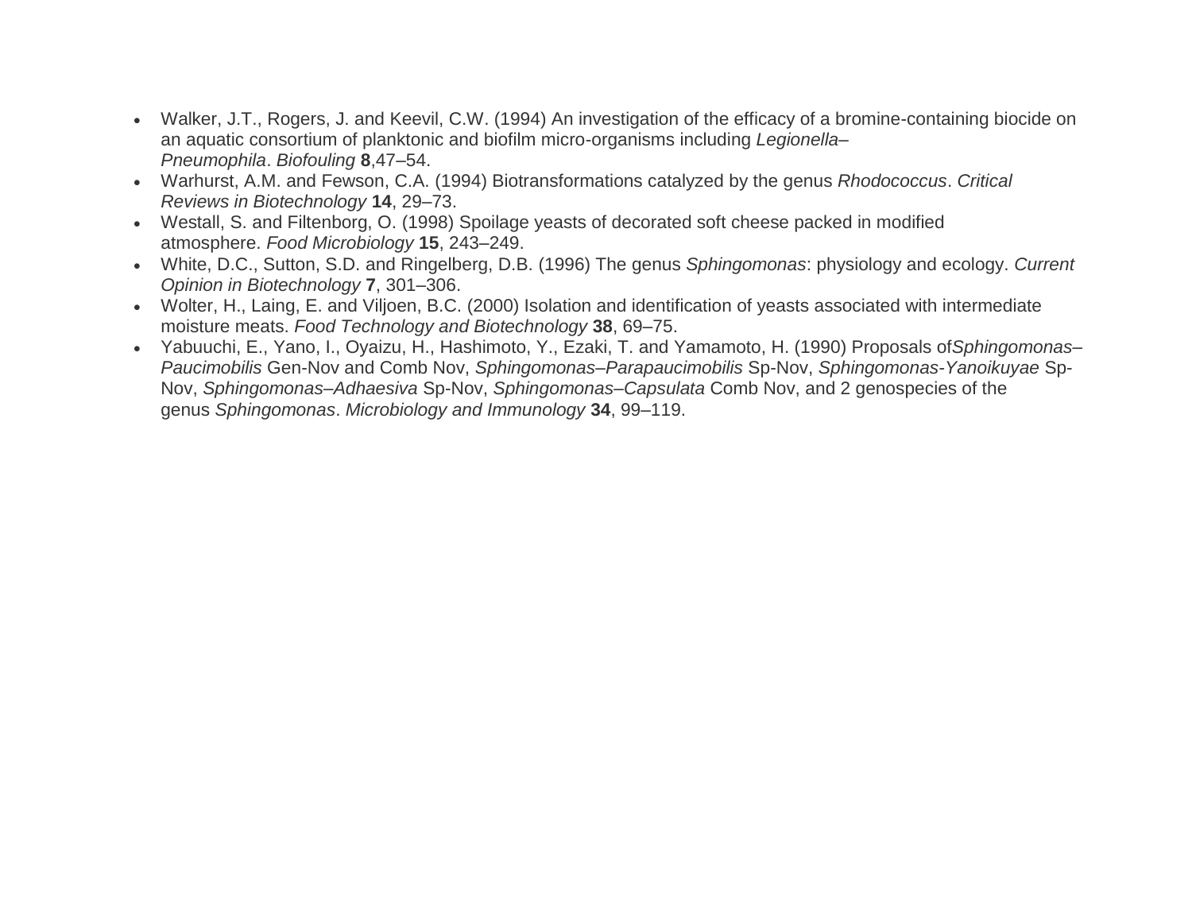- Walker, J.T., Rogers, J. and Keevil, C.W. (1994) An investigation of the efficacy of a bromine-containing biocide on an aquatic consortium of planktonic and biofilm micro-organisms including *Legionella–Pneumophila*. *Biofouling* **8**,47–54.
- Warhurst, A.M. and Fewson, C.A. (1994) Biotransformations catalyzed by the genus *Rhodococcus*. *Critical Reviews in Biotechnology* **14**, 29–73.
- Westall, S. and Filtenborg, O. (1998) Spoilage yeasts of decorated soft cheese packed in modified atmosphere. *Food Microbiology* **15**, 243–249.
- White, D.C., Sutton, S.D. and Ringelberg, D.B. (1996) The genus *Sphingomonas*: physiology and ecology. *Current Opinion in Biotechnology* **7**, 301–306.
- Wolter, H., Laing, E. and Viljoen, B.C. (2000) Isolation and identification of yeasts associated with intermediate moisture meats. *Food Technology and Biotechnology* **38**, 69–75.
- Yabuuchi, E., Yano, I., Oyaizu, H., Hashimoto, Y., Ezaki, T. and Yamamoto, H. (1990) Proposals of*Sphingomonas–Paucimobilis* Gen-Nov and Comb Nov, *Sphingomonas–Parapaucimobilis* Sp-Nov, *Sphingomonas-Yanoikuyae* Sp-Nov, *Sphingomonas–Adhaesiva* Sp-Nov, *Sphingomonas–Capsulata* Comb Nov, and 2 genospecies of the genus *Sphingomonas*. *Microbiology and Immunology* **34**, 99–119.